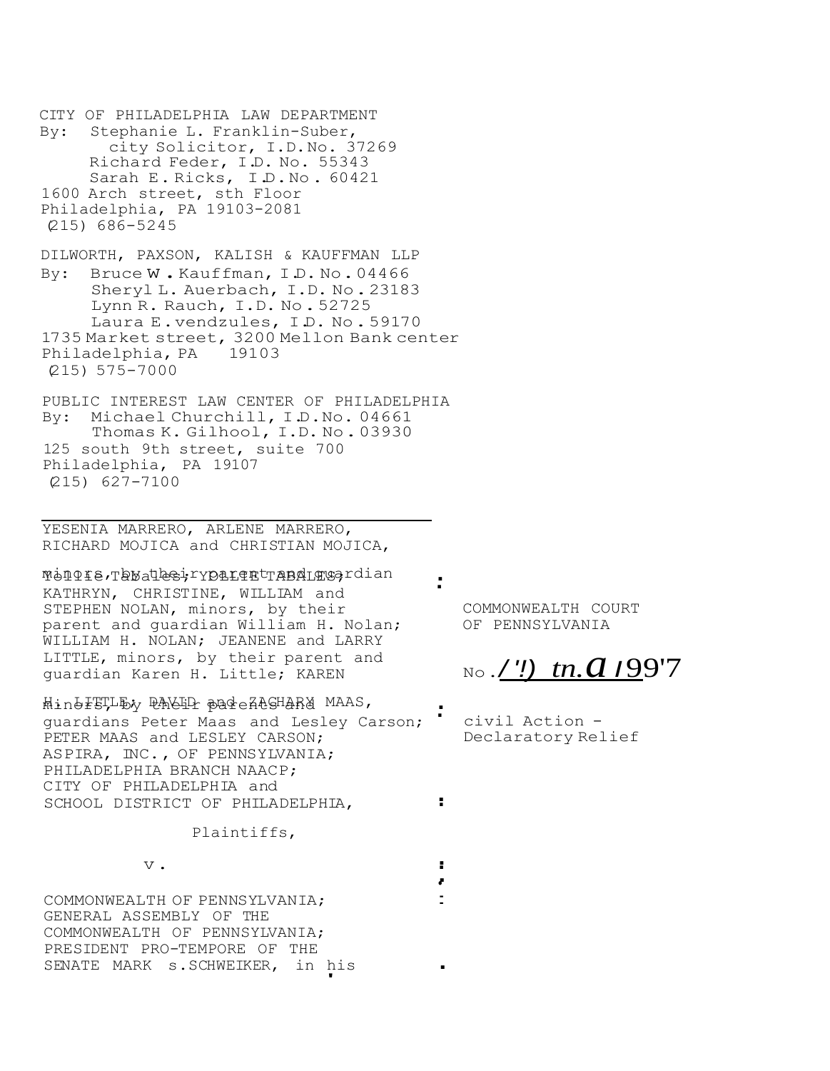CITY OF PHILADELPHIA LAW DEPARTMENT
By: Stephanie L. Franklin-Suber,
city Solicitor, I.D.No. 37269
Richard Feder, I.D. No. 55343
Sarah E. Ricks, I.D. No. 60421
1600 Arch street, sth Floor
Philadelphia, PA 19103-2081
(215) 686-5245

DILWORTH, PAXSON, KALISH & KAUFFMAN LLP
By: Bruce W. Kauffman, I.D. No. 04466
Sheryl L. Auerbach, I.D. No. 23183
Lynn R. Rauch, I.D. No. 52725
Laura E. vendzules, I.D. No. 59170
1735 Market street, 3200 Mellon Bank center
Philadelphia, PA 19103
(215) 575-7000

PUBLIC INTEREST LAW CENTER OF PHILADELPHIA
By: Michael Churchill, I.D. No. 04661
Thomas K. Gilhool, I.D. No. 03930
125 south 9th street, suite 700
Philadelphia, PA 19107
(215) 627-7100

---

| | | |
|---|---|---|
| YESENIA MARRERO, ARLENE MARRERO, RICHARD MOJICA and CHRISTIAN MOJICA, minors, by their parent and guardian Yollie Tabales; YOLLIE TABALES; KATHRYN, CHRISTINE, WILLIAM and STEPHEN NOLAN, minors, by their parent and guardian William H. Nolan; WILLIAM H. NOLAN; JEANENE and LARRY LITTLE, minors, by their parent and guardian Karen H. Little; KAREN H. LITTLE; DAVID and ZACHARY MAAS, minors, by their parents and guardians Peter Maas and Lesley Carson; PETER MAAS and LESLEY CARSON; ASPIRA, INC., OF PENNSYLVANIA; PHILADELPHIA BRANCH NAACP; CITY OF PHILADELPHIA and SCHOOL DISTRICT OF PHILADELPHIA, | : | COMMONWEALTH COURT OF PENNSYLVANIA |
| | : | No. /'!) tn.a 1997 |
| Plaintiffs, | : | civil Action - Declaratory Relief |
| v. | : | |
| COMMONWEALTH OF PENNSYLVANIA; GENERAL ASSEMBLY OF THE COMMONWEALTH OF PENNSYLVANIA; PRESIDENT PRO-TEMPORE OF THE SENATE MARK s.SCHWEIKER, in his | : | |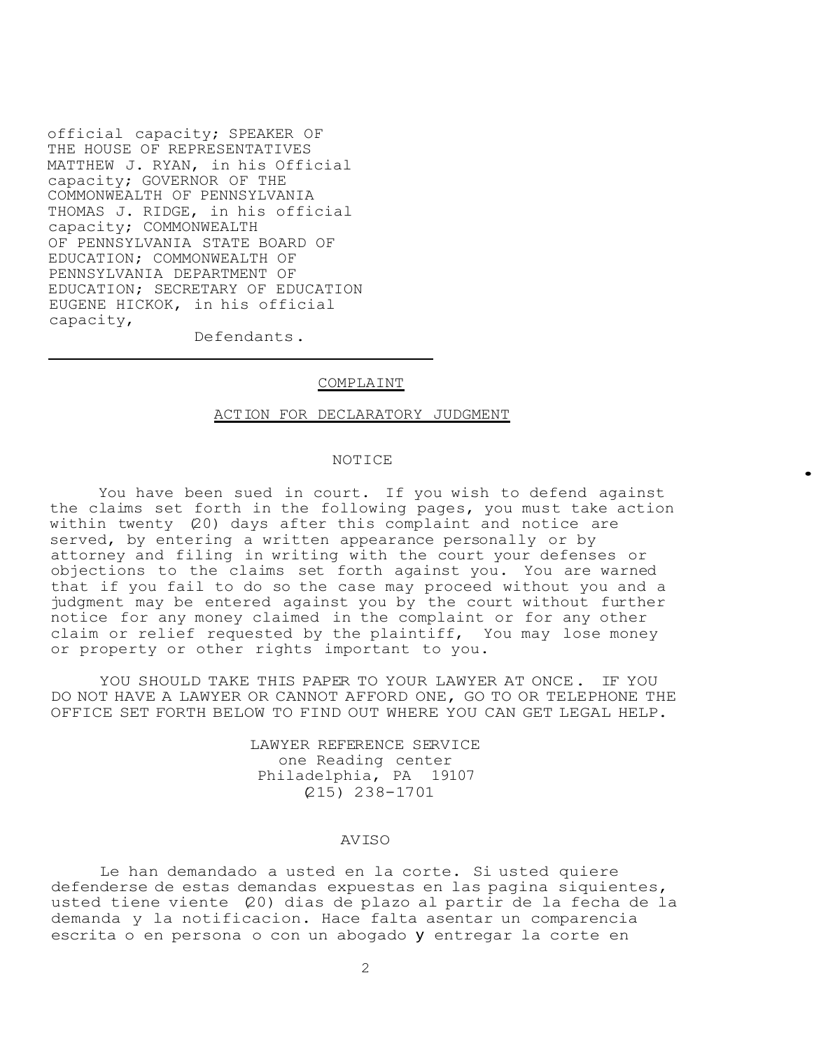official capacity; SPEAKER OF THE HOUSE OF REPRESENTATIVES MATTHEW J. RYAN, in his Official capacity; GOVERNOR OF THE COMMONWEALTH OF PENNSYLVANIA THOMAS J. RIDGE, in his official capacity; COMMONWEALTH OF PENNSYLVANIA STATE BOARD OF EDUCATION; COMMONWEALTH OF PENNSYLVANIA DEPARTMENT OF EDUCATION; SECRETARY OF EDUCATION EUGENE HICKOK, in his official capacity,

Defendants.

---

## COMPLAINT

## ACTION FOR DECLARATORY JUDGMENT

### NOTICE

You have been sued in court. If you wish to defend against the claims set forth in the following pages, you must take action within twenty (20) days after this complaint and notice are served, by entering a written appearance personally or by attorney and filing in writing with the court your defenses or objections to the claims set forth against you. You are warned that if you fail to do so the case may proceed without you and a judgment may be entered against you by the court without further notice for any money claimed in the complaint or for any other claim or relief requested by the plaintiff, You may lose money or property or other rights important to you.

YOU SHOULD TAKE THIS PAPER TO YOUR LAWYER AT ONCE. IF YOU DO NOT HAVE A LAWYER OR CANNOT AFFORD ONE, GO TO OR TELEPHONE THE OFFICE SET FORTH BELOW TO FIND OUT WHERE YOU CAN GET LEGAL HELP.

LAWYER REFERENCE SERVICE
one Reading center
Philadelphia, PA 19107
(215) 238-1701

### AVISO

Le han demandado a usted en la corte. Si usted quiere defenderse de estas demandas expuestas en las pagina siquientes, usted tiene viente (20) dias de plazo al partir de la fecha de la demanda y la notificacion. Hace falta asentar un comparencia escrita o en persona o con un abogado y entregar la corte en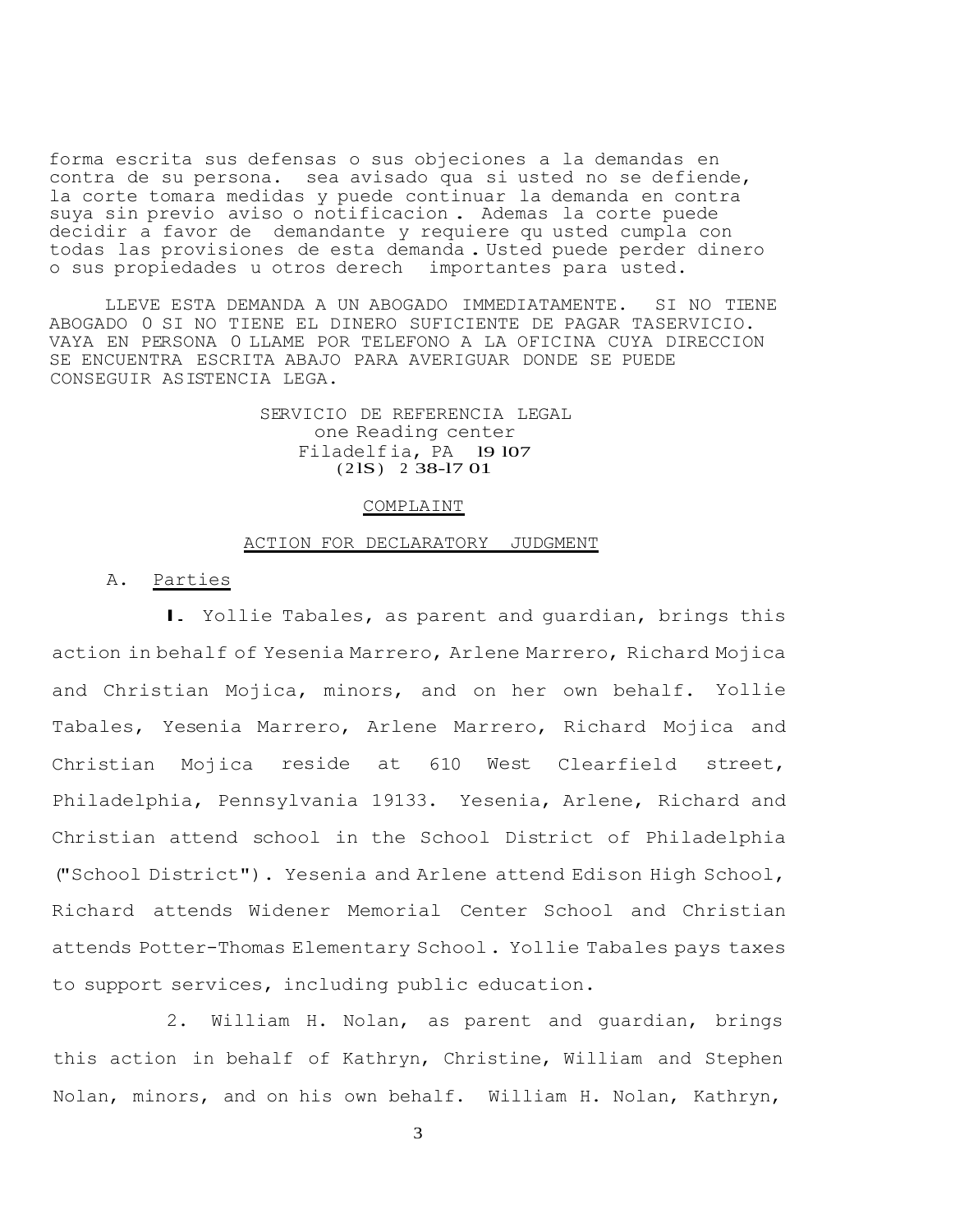forma escrita sus defensas o sus objeciones a la demandas en contra de su persona. sea avisado qua si usted no se defiende, la corte tomara medidas y puede continuar la demanda en contra suya sin previo aviso o notificacion. Ademas la corte puede decidir a favor de demandante y requiere qu usted cumpla con todas las provisiones de esta demanda. Usted puede perder dinero o sus propiedades u otros derech importantes para usted.

LLEVE ESTA DEMANDA A UN ABOGADO IMMEDIATAMENTE. SI NO TIENE ABOGADO O SI NO TIENE EL DINERO SUFICIENTE DE PAGAR TASERVICIO. VAYA EN PERSONA O LLAME POR TELEFONO A LA OFICINA CUYA DIRECCION SE ENCUENTRA ESCRITA ABAJO PARA AVERIGUAR DONDE SE PUEDE CONSEGUIR ASISTENCIA LEGA.

SERVICIO DE REFERENCIA LEGAL
one Reading center
Filadelfia, PA 19107
(215) 238-1701

COMPLAINT

ACTION FOR DECLARATORY JUDGMENT

A. Parties

1. Yollie Tabales, as parent and guardian, brings this action in behalf of Yesenia Marrero, Arlene Marrero, Richard Mojica and Christian Mojica, minors, and on her own behalf. Yollie Tabales, Yesenia Marrero, Arlene Marrero, Richard Mojica and Christian Mojica reside at 610 West Clearfield street, Philadelphia, Pennsylvania 19133. Yesenia, Arlene, Richard and Christian attend school in the School District of Philadelphia ("School District"). Yesenia and Arlene attend Edison High School, Richard attends Widener Memorial Center School and Christian attends Potter-Thomas Elementary School. Yollie Tabales pays taxes to support services, including public education.

2. William H. Nolan, as parent and guardian, brings this action in behalf of Kathryn, Christine, William and Stephen Nolan, minors, and on his own behalf. William H. Nolan, Kathryn,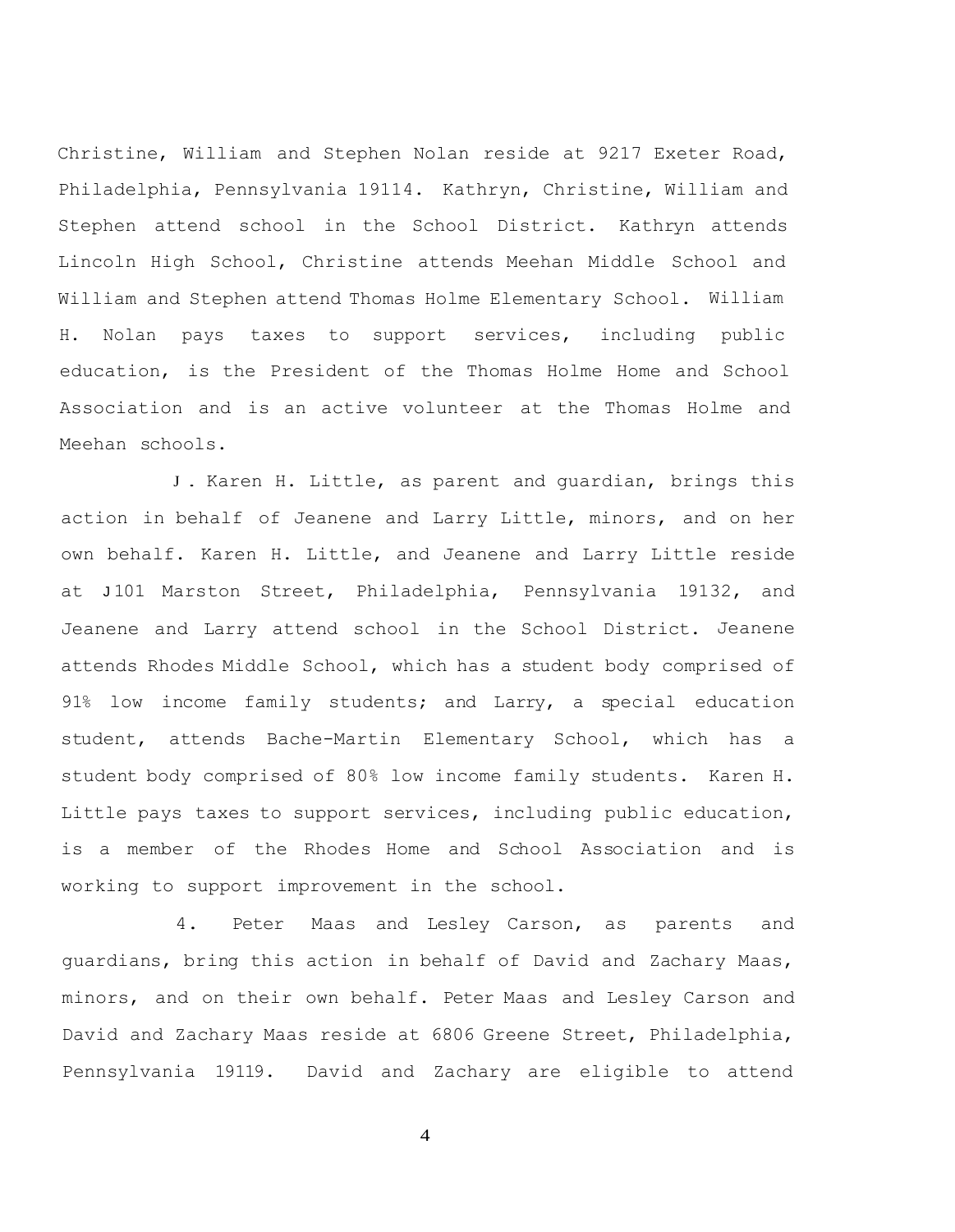Christine, William and Stephen Nolan reside at 9217 Exeter Road, Philadelphia, Pennsylvania 19114. Kathryn, Christine, William and Stephen attend school in the School District. Kathryn attends Lincoln High School, Christine attends Meehan Middle School and William and Stephen attend Thomas Holme Elementary School. William H. Nolan pays taxes to support services, including public education, is the President of the Thomas Holme Home and School Association and is an active volunteer at the Thomas Holme and Meehan schools.

J . Karen H. Little, as parent and guardian, brings this action in behalf of Jeanene and Larry Little, minors, and on her own behalf. Karen H. Little, and Jeanene and Larry Little reside at J101 Marston Street, Philadelphia, Pennsylvania 19132, and Jeanene and Larry attend school in the School District. Jeanene attends Rhodes Middle School, which has a student body comprised of 91% low income family students; and Larry, a special education student, attends Bache-Martin Elementary School, which has a student body comprised of 80% low income family students. Karen H. Little pays taxes to support services, including public education, is a member of the Rhodes Home and School Association and is working to support improvement in the school.

4. Peter Maas and Lesley Carson, as parents and guardians, bring this action in behalf of David and Zachary Maas, minors, and on their own behalf. Peter Maas and Lesley Carson and David and Zachary Maas reside at 6806 Greene Street, Philadelphia, Pennsylvania 19119. David and Zachary are eligible to attend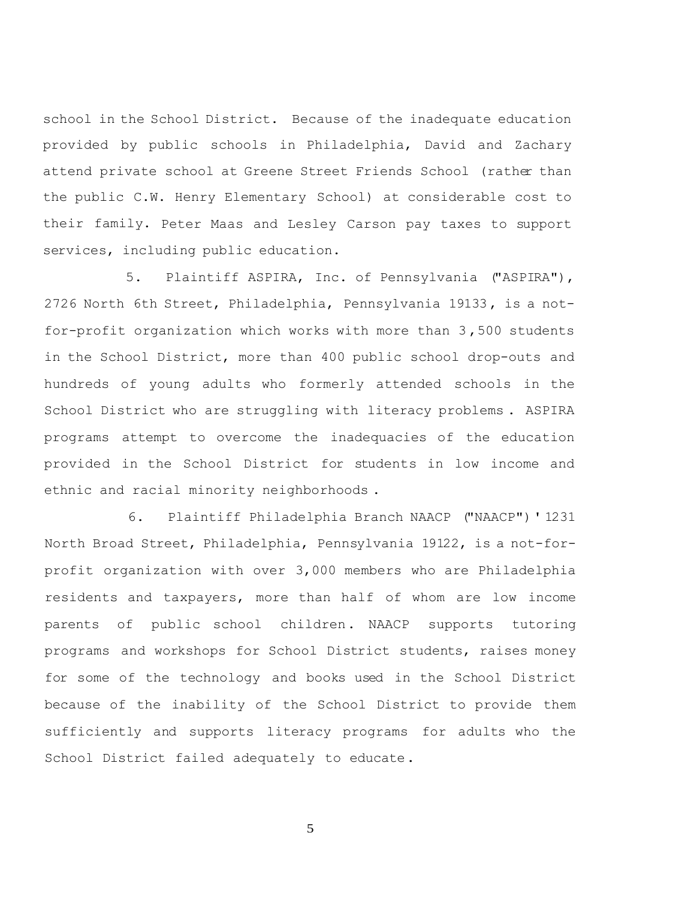school in the School District. Because of the inadequate education provided by public schools in Philadelphia, David and Zachary attend private school at Greene Street Friends School (rather than the public C.W. Henry Elementary School) at considerable cost to their family. Peter Maas and Lesley Carson pay taxes to support services, including public education.

5. Plaintiff ASPIRA, Inc. of Pennsylvania ("ASPIRA"), 2726 North 6th Street, Philadelphia, Pennsylvania 19133, is a not-for-profit organization which works with more than 3,500 students in the School District, more than 400 public school drop-outs and hundreds of young adults who formerly attended schools in the School District who are struggling with literacy problems. ASPIRA programs attempt to overcome the inadequacies of the education provided in the School District for students in low income and ethnic and racial minority neighborhoods.

6. Plaintiff Philadelphia Branch NAACP ("NAACP")' 1231 North Broad Street, Philadelphia, Pennsylvania 19122, is a not-for-profit organization with over 3,000 members who are Philadelphia residents and taxpayers, more than half of whom are low income parents of public school children. NAACP supports tutoring programs and workshops for School District students, raises money for some of the technology and books used in the School District because of the inability of the School District to provide them sufficiently and supports literacy programs for adults who the School District failed adequately to educate.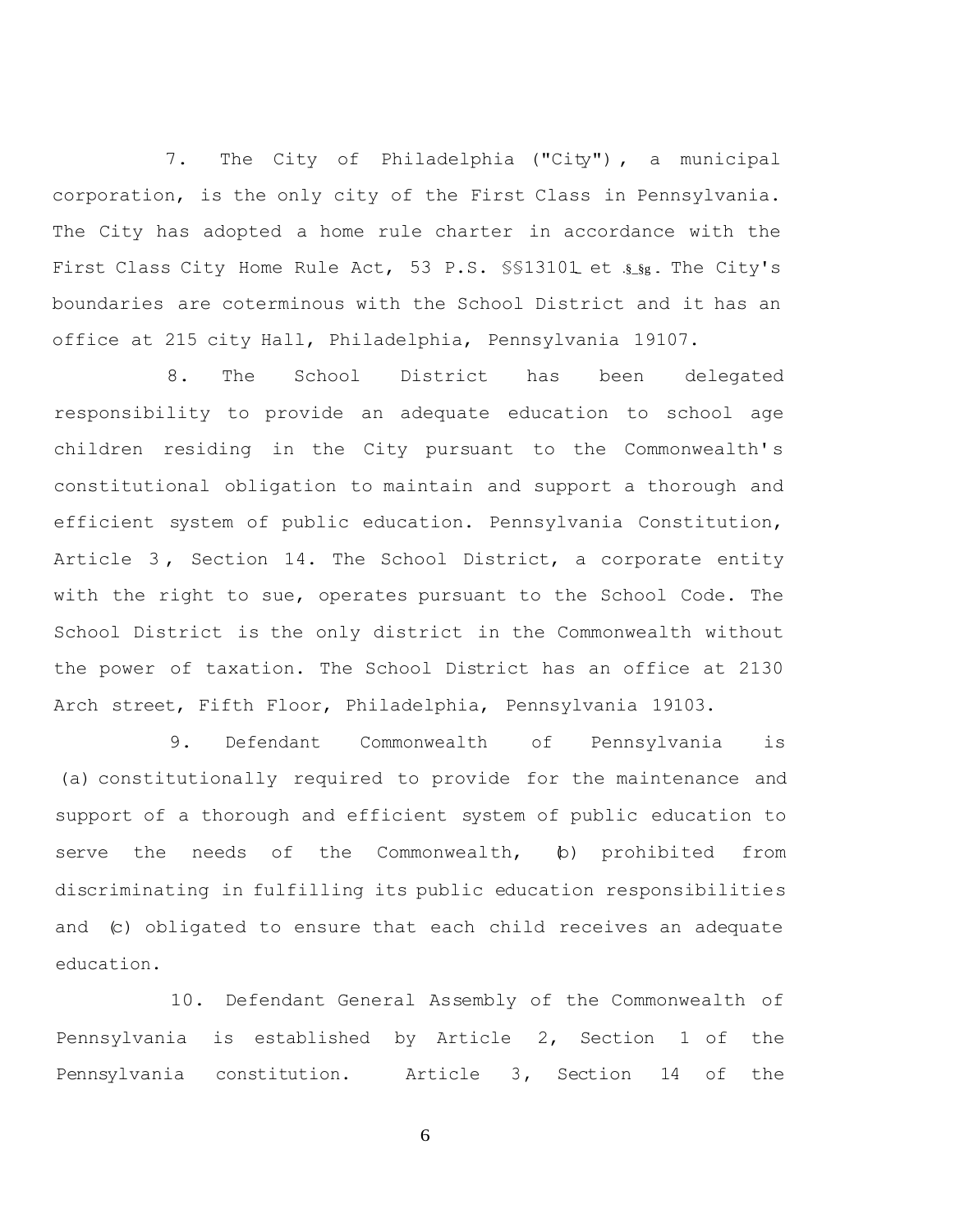7. The City of Philadelphia ("City"), a municipal corporation, is the only city of the First Class in Pennsylvania. The City has adopted a home rule charter in accordance with the First Class City Home Rule Act, 53 P.S. §§13101 et seq. The City's boundaries are coterminous with the School District and it has an office at 215 city Hall, Philadelphia, Pennsylvania 19107.

8. The School District has been delegated responsibility to provide an adequate education to school age children residing in the City pursuant to the Commonwealth's constitutional obligation to maintain and support a thorough and efficient system of public education. Pennsylvania Constitution, Article 3, Section 14. The School District, a corporate entity with the right to sue, operates pursuant to the School Code. The School District is the only district in the Commonwealth without the power of taxation. The School District has an office at 2130 Arch street, Fifth Floor, Philadelphia, Pennsylvania 19103.

9. Defendant Commonwealth of Pennsylvania is (a) constitutionally required to provide for the maintenance and support of a thorough and efficient system of public education to serve the needs of the Commonwealth, (b) prohibited from discriminating in fulfilling its public education responsibilities and (c) obligated to ensure that each child receives an adequate education.

10. Defendant General Assembly of the Commonwealth of Pennsylvania is established by Article 2, Section 1 of the Pennsylvania constitution. Article 3, Section 14 of the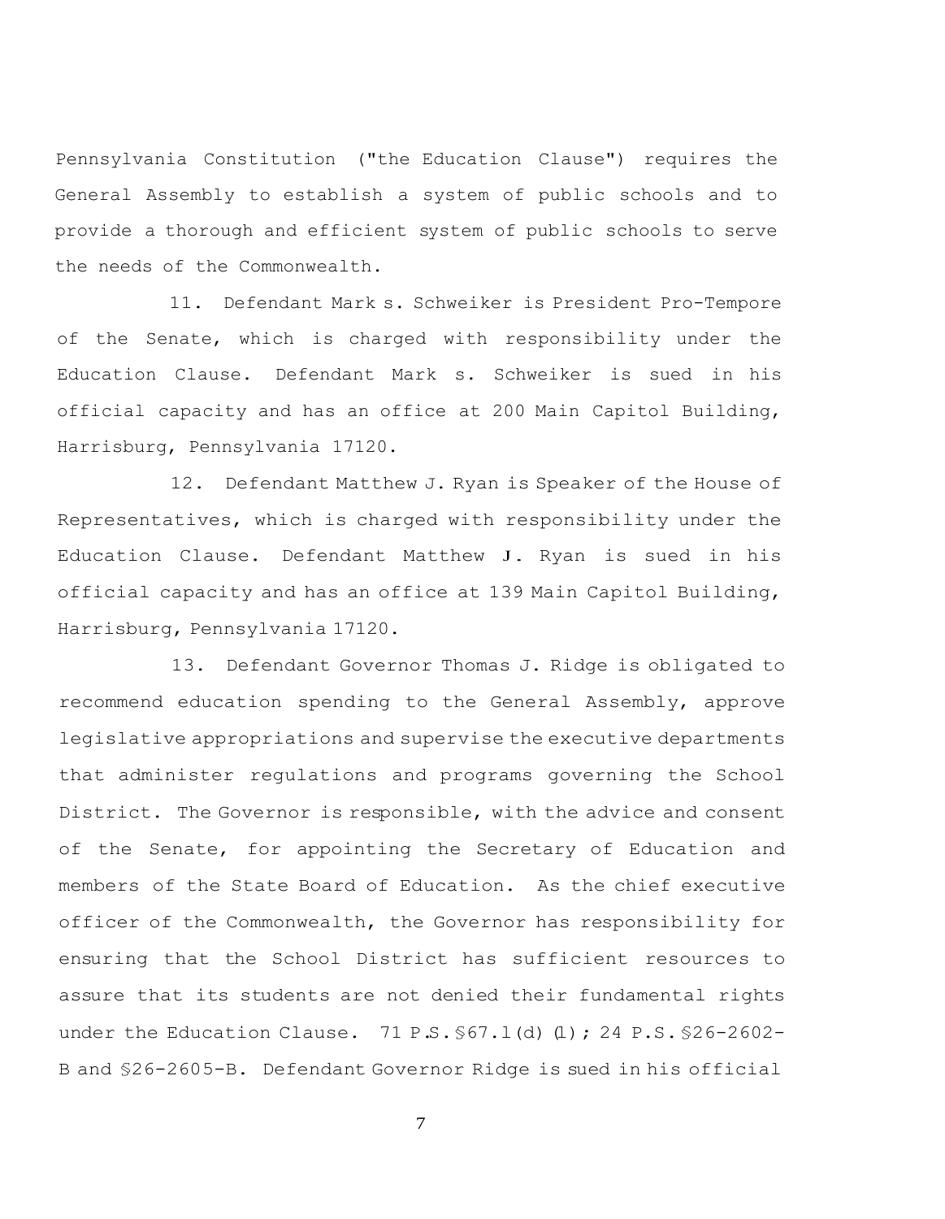Pennsylvania Constitution ("the Education Clause") requires the General Assembly to establish a system of public schools and to provide a thorough and efficient system of public schools to serve the needs of the Commonwealth.

11. Defendant Mark S. Schweiker is President Pro-Tempore of the Senate, which is charged with responsibility under the Education Clause. Defendant Mark S. Schweiker is sued in his official capacity and has an office at 200 Main Capitol Building, Harrisburg, Pennsylvania 17120.

12. Defendant Matthew J. Ryan is Speaker of the House of Representatives, which is charged with responsibility under the Education Clause. Defendant Matthew J. Ryan is sued in his official capacity and has an office at 139 Main Capitol Building, Harrisburg, Pennsylvania 17120.

13. Defendant Governor Thomas J. Ridge is obligated to recommend education spending to the General Assembly, approve legislative appropriations and supervise the executive departments that administer regulations and programs governing the School District. The Governor is responsible, with the advice and consent of the Senate, for appointing the Secretary of Education and members of the State Board of Education. As the chief executive officer of the Commonwealth, the Governor has responsibility for ensuring that the School District has sufficient resources to assure that its students are not denied their fundamental rights under the Education Clause. 71 P.S. §67.1(d)(1); 24 P.S. §26-2602-B and §26-2605-B. Defendant Governor Ridge is sued in his official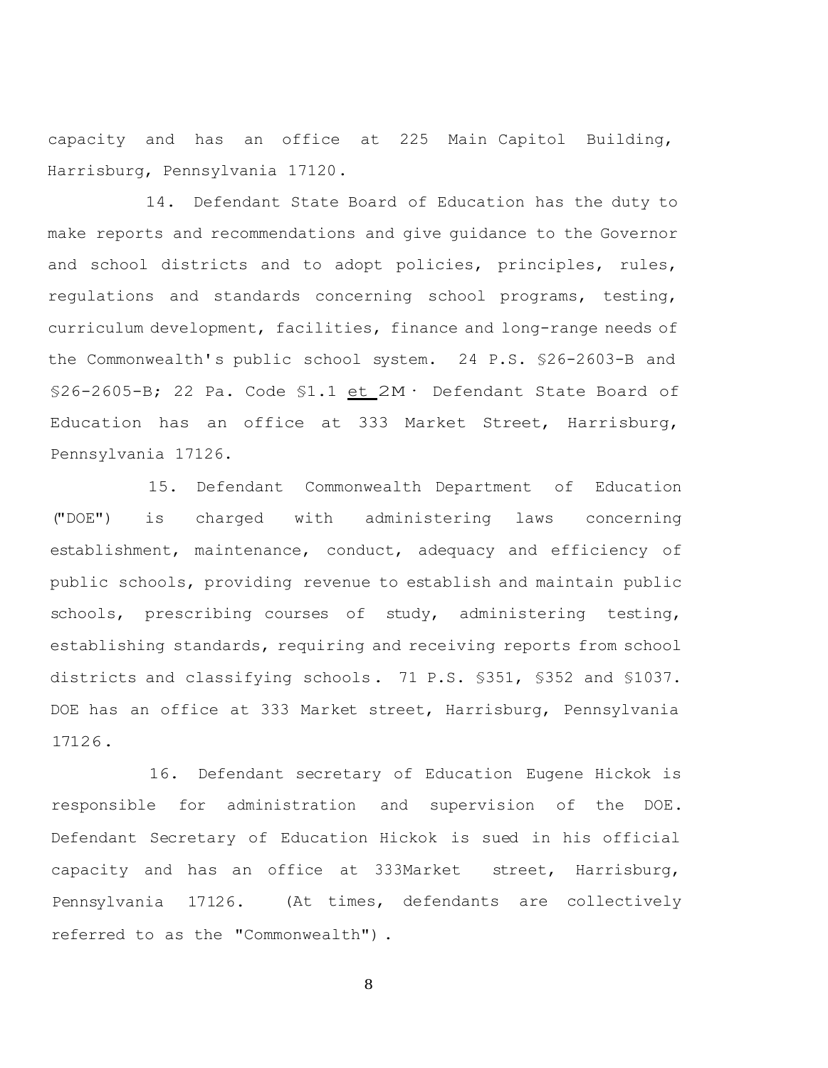capacity and has an office at 225 Main Capitol Building, Harrisburg, Pennsylvania 17120.

14. Defendant State Board of Education has the duty to make reports and recommendations and give guidance to the Governor and school districts and to adopt policies, principles, rules, regulations and standards concerning school programs, testing, curriculum development, facilities, finance and long-range needs of the Commonwealth's public school system. 24 P.S. §26-2603-B and §26-2605-B; 22 Pa. Code §1.1 et 2M · Defendant State Board of Education has an office at 333 Market Street, Harrisburg, Pennsylvania 17126.

15. Defendant Commonwealth Department of Education ("DOE") is charged with administering laws concerning establishment, maintenance, conduct, adequacy and efficiency of public schools, providing revenue to establish and maintain public schools, prescribing courses of study, administering testing, establishing standards, requiring and receiving reports from school districts and classifying schools. 71 P.S. §351, §352 and §1037. DOE has an office at 333 Market street, Harrisburg, Pennsylvania 17126.

16. Defendant secretary of Education Eugene Hickok is responsible for administration and supervision of the DOE. Defendant Secretary of Education Hickok is sued in his official capacity and has an office at 333Market street, Harrisburg, Pennsylvania 17126. (At times, defendants are collectively referred to as the "Commonwealth").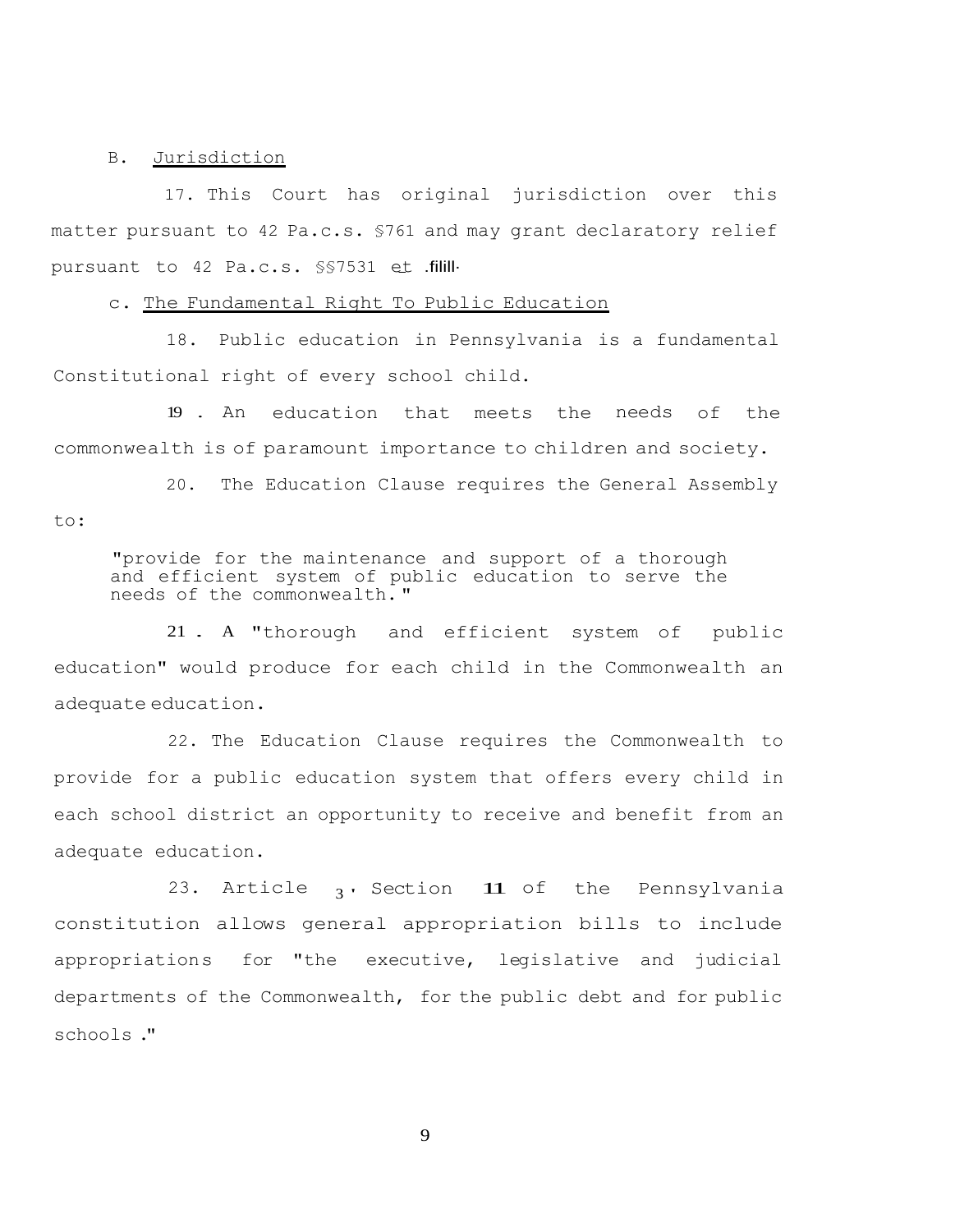B. Jurisdiction

17. This Court has original jurisdiction over this matter pursuant to 42 Pa.c.s. §761 and may grant declaratory relief pursuant to 42 Pa.c.s. §§7531 et .filill.

c. The Fundamental Right To Public Education

18. Public education in Pennsylvania is a fundamental Constitutional right of every school child.

19 . An education that meets the needs of the commonwealth is of paramount importance to children and society.

20. The Education Clause requires the General Assembly to:

> "provide for the maintenance and support of a thorough and efficient system of public education to serve the needs of the commonwealth."

21 . A "thorough and efficient system of public education" would produce for each child in the Commonwealth an adequate education.

22. The Education Clause requires the Commonwealth to provide for a public education system that offers every child in each school district an opportunity to receive and benefit from an adequate education.

23. Article 3, Section 11 of the Pennsylvania constitution allows general appropriation bills to include appropriations for "the executive, legislative and judicial departments of the Commonwealth, for the public debt and for public schools ."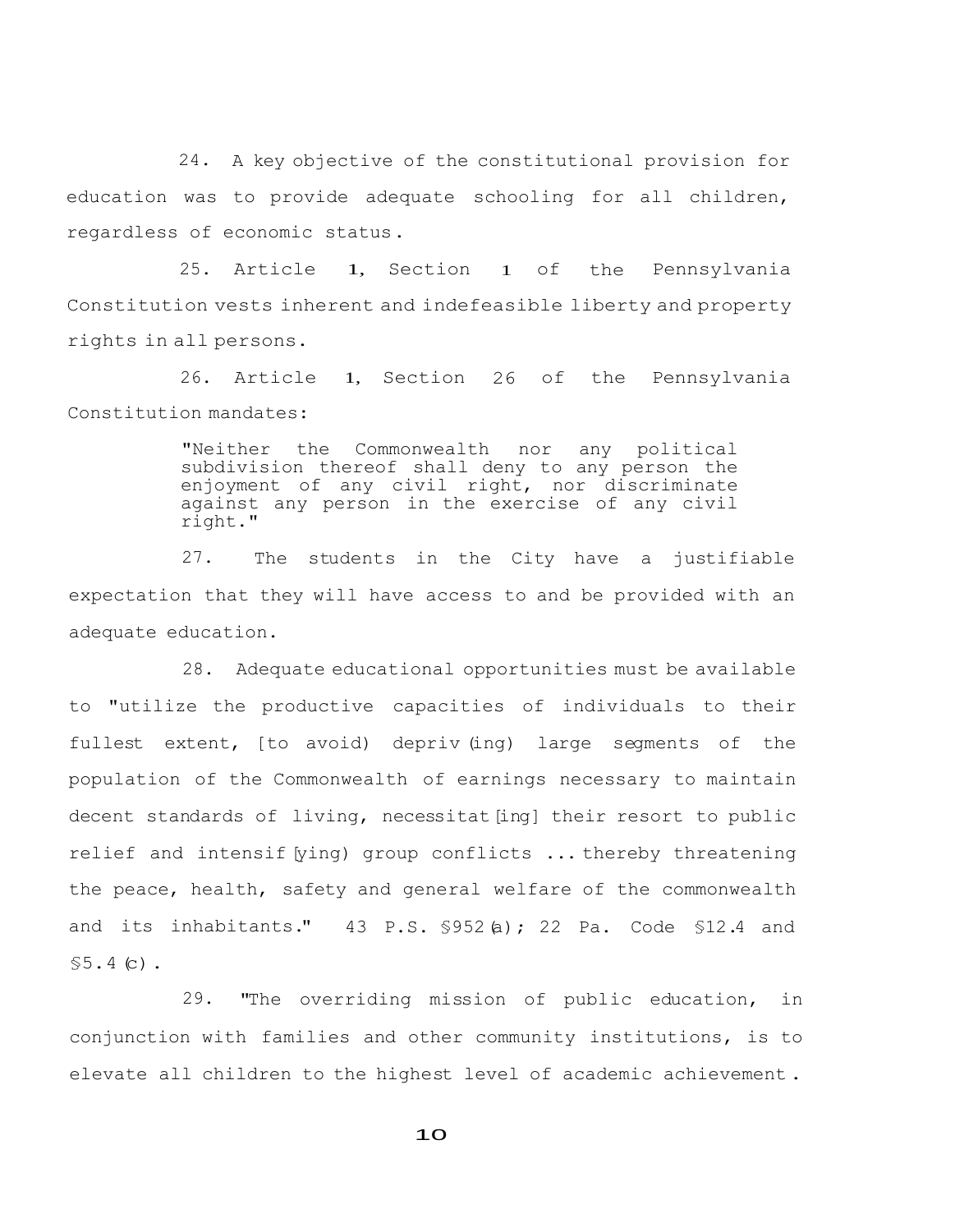24. A key objective of the constitutional provision for education was to provide adequate schooling for all children, regardless of economic status.

25. Article 1, Section 1 of the Pennsylvania Constitution vests inherent and indefeasible liberty and property rights in all persons.

26. Article 1, Section 26 of the Pennsylvania Constitution mandates:

> "Neither the Commonwealth nor any political subdivision thereof shall deny to any person the enjoyment of any civil right, nor discriminate against any person in the exercise of any civil right."

27. The students in the City have a justifiable expectation that they will have access to and be provided with an adequate education.

28. Adequate educational opportunities must be available to "utilize the productive capacities of individuals to their fullest extent, [to avoid) depriv(ing) large segments of the population of the Commonwealth of earnings necessary to maintain decent standards of living, necessitat[ing] their resort to public relief and intensif[ying) group conflicts ... thereby threatening the peace, health, safety and general welfare of the commonwealth and its inhabitants." 43 P.S. §952(a); 22 Pa. Code §12.4 and §5.4(c).

29. "The overriding mission of public education, in conjunction with families and other community institutions, is to elevate all children to the highest level of academic achievement.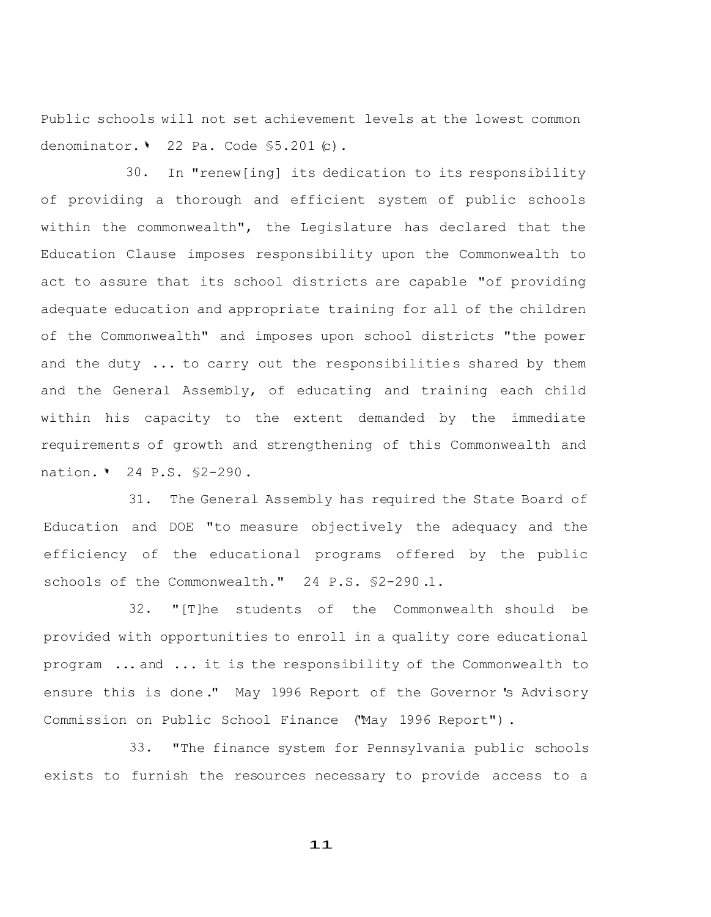Public schools will not set achievement levels at the lowest common denominator." 22 Pa. Code §5.201(c).

30. In "renew[ing] its dedication to its responsibility of providing a thorough and efficient system of public schools within the commonwealth", the Legislature has declared that the Education Clause imposes responsibility upon the Commonwealth to act to assure that its school districts are capable "of providing adequate education and appropriate training for all of the children of the Commonwealth" and imposes upon school districts "the power and the duty ... to carry out the responsibilities shared by them and the General Assembly, of educating and training each child within his capacity to the extent demanded by the immediate requirements of growth and strengthening of this Commonwealth and nation." 24 P.S. §2-290.

31. The General Assembly has required the State Board of Education and DOE "to measure objectively the adequacy and the efficiency of the educational programs offered by the public schools of the Commonwealth." 24 P.S. §2-290.1.

32. "[T]he students of the Commonwealth should be provided with opportunities to enroll in a quality core educational program ... and ... it is the responsibility of the Commonwealth to ensure this is done." May 1996 Report of the Governor's Advisory Commission on Public School Finance ("May 1996 Report").

33. "The finance system for Pennsylvania public schools exists to furnish the resources necessary to provide access to a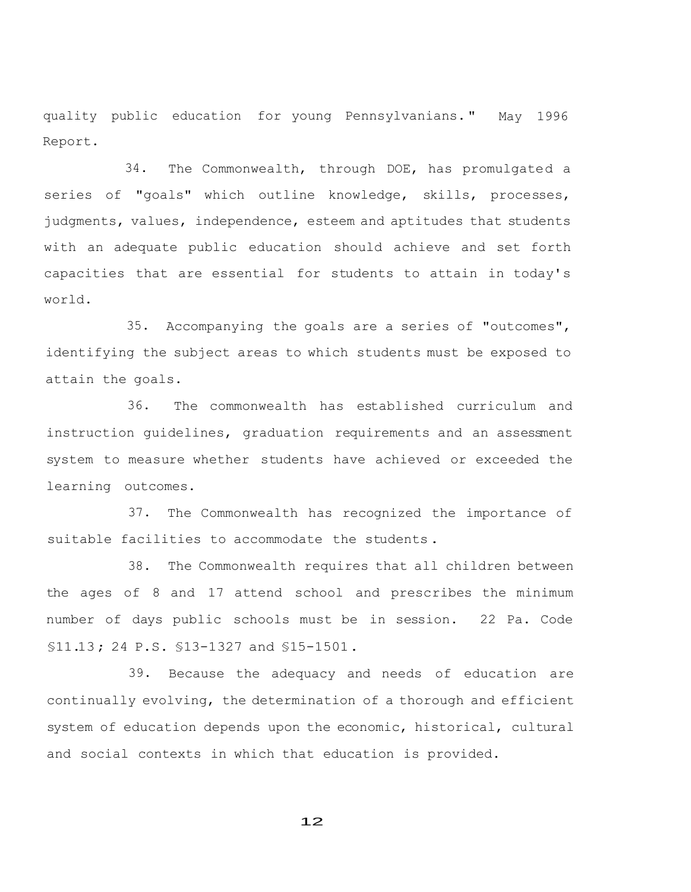quality public education for young Pennsylvanians." May 1996 Report.

34. The Commonwealth, through DOE, has promulgated a series of "goals" which outline knowledge, skills, processes, judgments, values, independence, esteem and aptitudes that students with an adequate public education should achieve and set forth capacities that are essential for students to attain in today's world.

35. Accompanying the goals are a series of "outcomes", identifying the subject areas to which students must be exposed to attain the goals.

36. The commonwealth has established curriculum and instruction guidelines, graduation requirements and an assessment system to measure whether students have achieved or exceeded the learning outcomes.

37. The Commonwealth has recognized the importance of suitable facilities to accommodate the students.

38. The Commonwealth requires that all children between the ages of 8 and 17 attend school and prescribes the minimum number of days public schools must be in session. 22 Pa. Code §11.13; 24 P.S. §13-1327 and §15-1501.

39. Because the adequacy and needs of education are continually evolving, the determination of a thorough and efficient system of education depends upon the economic, historical, cultural and social contexts in which that education is provided.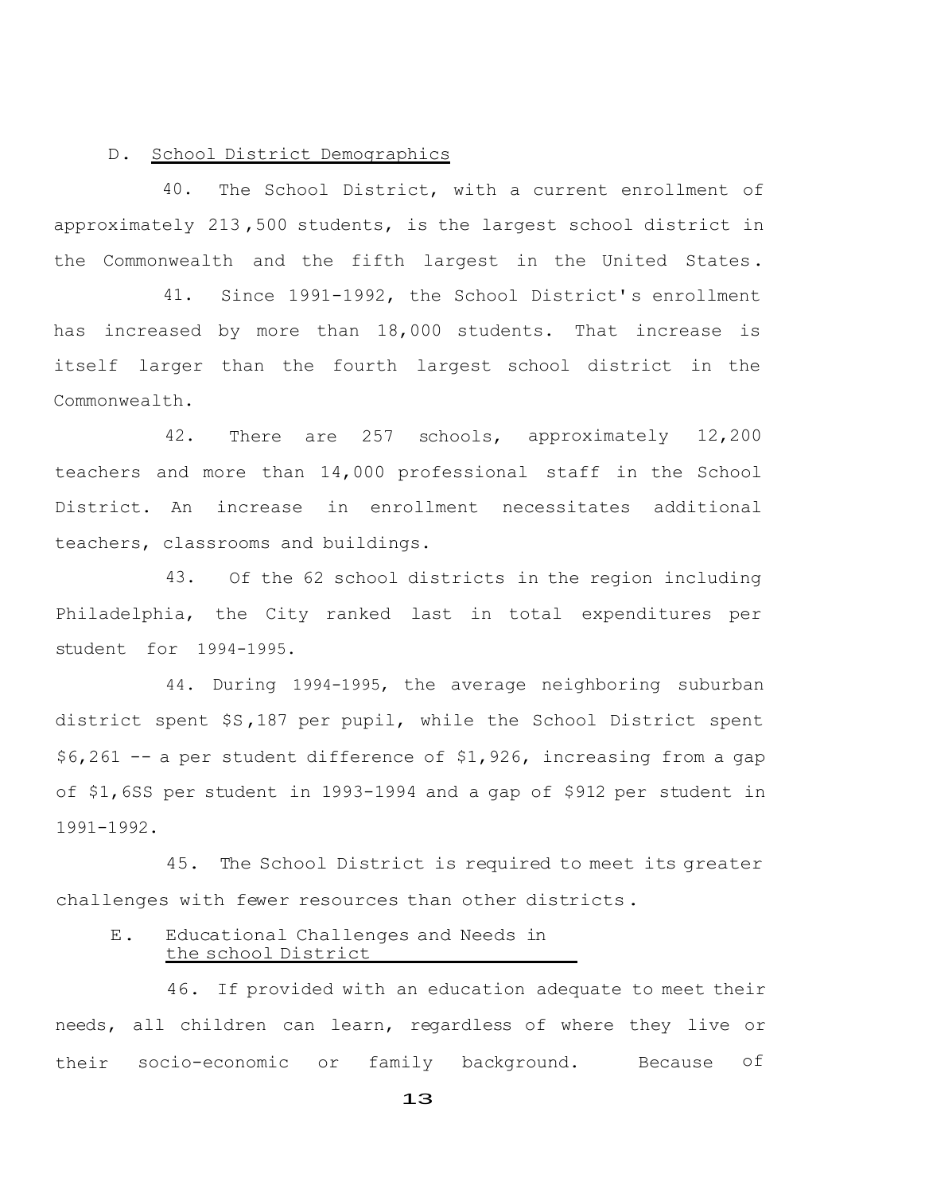D. School District Demographics

40. The School District, with a current enrollment of approximately 213,500 students, is the largest school district in the Commonwealth and the fifth largest in the United States.

41. Since 1991-1992, the School District's enrollment has increased by more than 18,000 students. That increase is itself larger than the fourth largest school district in the Commonwealth.

42. There are 257 schools, approximately 12,200 teachers and more than 14,000 professional staff in the School District. An increase in enrollment necessitates additional teachers, classrooms and buildings.

43. Of the 62 school districts in the region including Philadelphia, the City ranked last in total expenditures per student for 1994-1995.

44. During 1994-1995, the average neighboring suburban district spent $S,187 per pupil, while the School District spent $6,261 -- a per student difference of $1,926, increasing from a gap of $1,6SS per student in 1993-1994 and a gap of $912 per student in 1991-1992.

45. The School District is required to meet its greater challenges with fewer resources than other districts.

E. Educational Challenges and Needs in the school District

46. If provided with an education adequate to meet their needs, all children can learn, regardless of where they live or their socio-economic or family background. Because of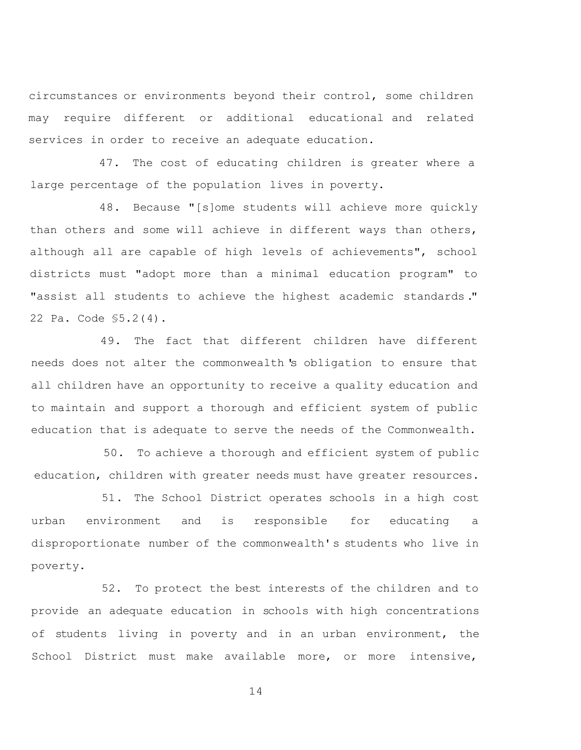circumstances or environments beyond their control, some children may require different or additional educational and related services in order to receive an adequate education.

47. The cost of educating children is greater where a large percentage of the population lives in poverty.

48. Because "[s]ome students will achieve more quickly than others and some will achieve in different ways than others, although all are capable of high levels of achievements", school districts must "adopt more than a minimal education program" to "assist all students to achieve the highest academic standards." 22 Pa. Code §5.2(4).

49. The fact that different children have different needs does not alter the commonwealth's obligation to ensure that all children have an opportunity to receive a quality education and to maintain and support a thorough and efficient system of public education that is adequate to serve the needs of the Commonwealth.

50. To achieve a thorough and efficient system of public education, children with greater needs must have greater resources.

51. The School District operates schools in a high cost urban environment and is responsible for educating a disproportionate number of the commonwealth's students who live in poverty.

52. To protect the best interests of the children and to provide an adequate education in schools with high concentrations of students living in poverty and in an urban environment, the School District must make available more, or more intensive,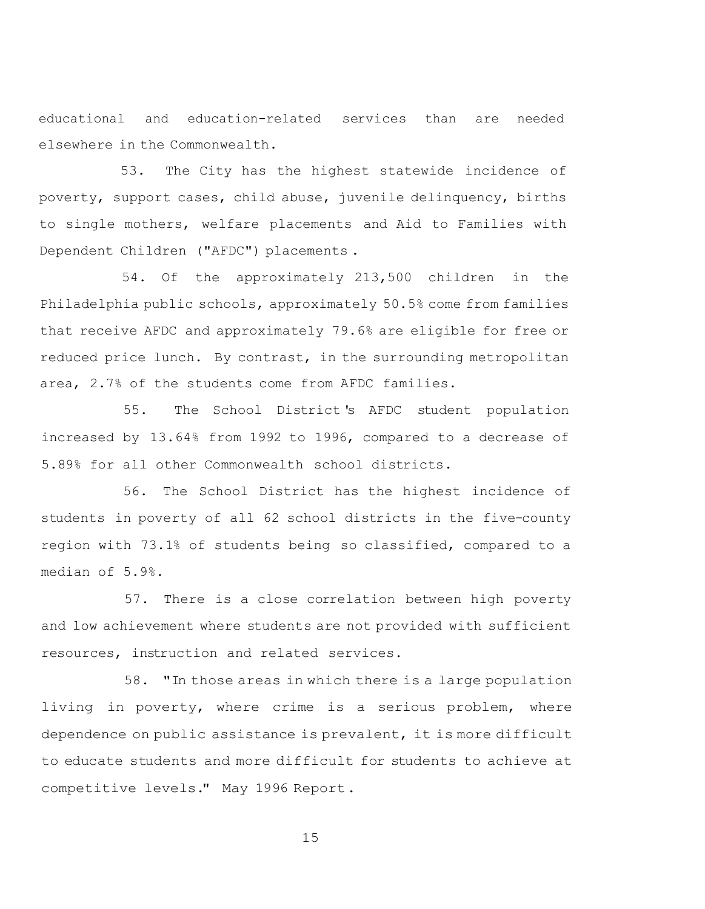educational and education-related services than are needed elsewhere in the Commonwealth.

53. The City has the highest statewide incidence of poverty, support cases, child abuse, juvenile delinquency, births to single mothers, welfare placements and Aid to Families with Dependent Children ("AFDC") placements.

54. Of the approximately 213,500 children in the Philadelphia public schools, approximately 50.5% come from families that receive AFDC and approximately 79.6% are eligible for free or reduced price lunch. By contrast, in the surrounding metropolitan area, 2.7% of the students come from AFDC families.

55. The School District's AFDC student population increased by 13.64% from 1992 to 1996, compared to a decrease of 5.89% for all other Commonwealth school districts.

56. The School District has the highest incidence of students in poverty of all 62 school districts in the five-county region with 73.1% of students being so classified, compared to a median of 5.9%.

57. There is a close correlation between high poverty and low achievement where students are not provided with sufficient resources, instruction and related services.

58. "In those areas in which there is a large population living in poverty, where crime is a serious problem, where dependence on public assistance is prevalent, it is more difficult to educate students and more difficult for students to achieve at competitive levels." May 1996 Report.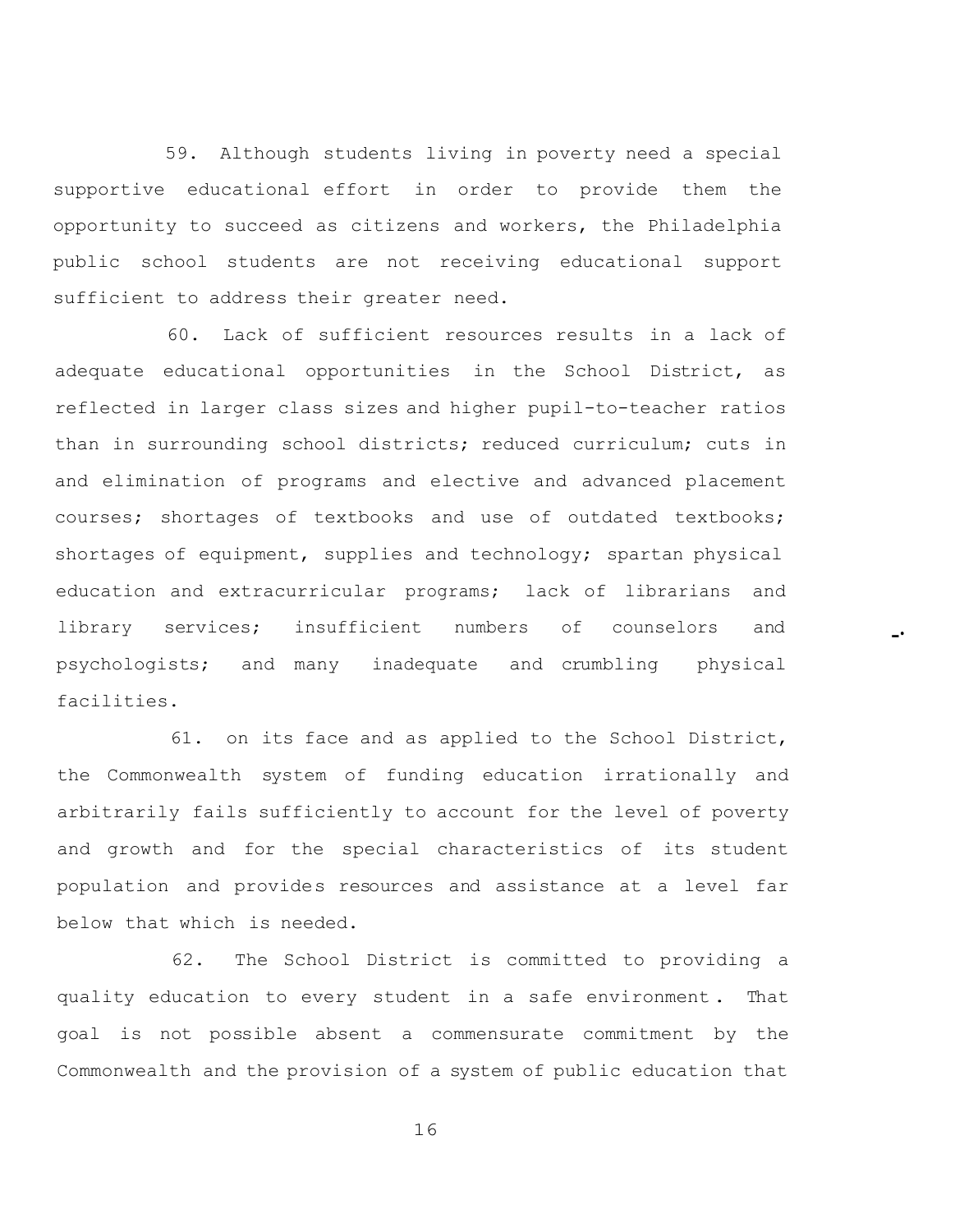59. Although students living in poverty need a special supportive educational effort in order to provide them the opportunity to succeed as citizens and workers, the Philadelphia public school students are not receiving educational support sufficient to address their greater need.

60. Lack of sufficient resources results in a lack of adequate educational opportunities in the School District, as reflected in larger class sizes and higher pupil-to-teacher ratios than in surrounding school districts; reduced curriculum; cuts in and elimination of programs and elective and advanced placement courses; shortages of textbooks and use of outdated textbooks; shortages of equipment, supplies and technology; spartan physical education and extracurricular programs; lack of librarians and library services; insufficient numbers of counselors and psychologists; and many inadequate and crumbling physical facilities.

61. on its face and as applied to the School District, the Commonwealth system of funding education irrationally and arbitrarily fails sufficiently to account for the level of poverty and growth and for the special characteristics of its student population and provides resources and assistance at a level far below that which is needed.

62. The School District is committed to providing a quality education to every student in a safe environment. That goal is not possible absent a commensurate commitment by the Commonwealth and the provision of a system of public education that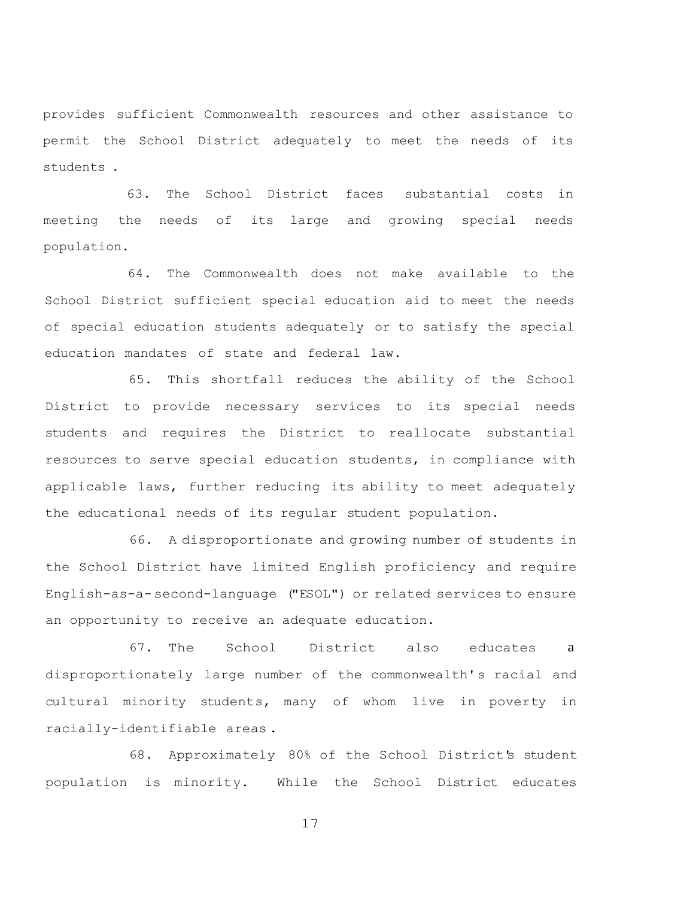provides sufficient Commonwealth resources and other assistance to permit the School District adequately to meet the needs of its students .

63. The School District faces substantial costs in meeting the needs of its large and growing special needs population.

64. The Commonwealth does not make available to the School District sufficient special education aid to meet the needs of special education students adequately or to satisfy the special education mandates of state and federal law.

65. This shortfall reduces the ability of the School District to provide necessary services to its special needs students and requires the District to reallocate substantial resources to serve special education students, in compliance with applicable laws, further reducing its ability to meet adequately the educational needs of its regular student population.

66. A disproportionate and growing number of students in the School District have limited English proficiency and require English-as-a-second-language ("ESOL") or related services to ensure an opportunity to receive an adequate education.

67. The School District also educates a disproportionately large number of the commonwealth's racial and cultural minority students, many of whom live in poverty in racially-identifiable areas.

68. Approximately 80% of the School District's student population is minority. While the School District educates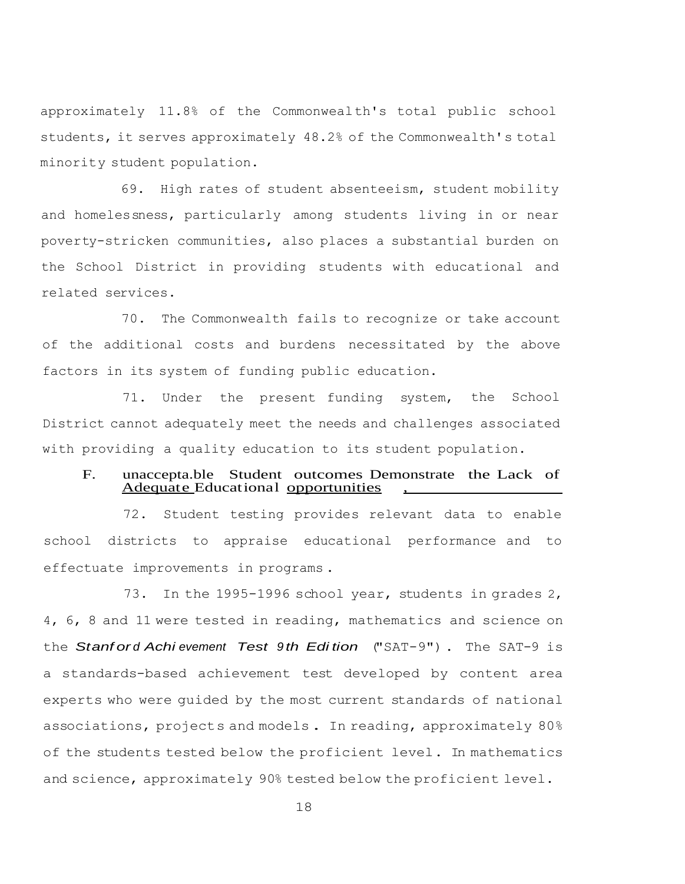approximately 11.8% of the Commonwealth's total public school students, it serves approximately 48.2% of the Commonwealth's total minority student population.

69. High rates of student absenteeism, student mobility and homelessness, particularly among students living in or near poverty-stricken communities, also places a substantial burden on the School District in providing students with educational and related services.

70. The Commonwealth fails to recognize or take account of the additional costs and burdens necessitated by the above factors in its system of funding public education.

71. Under the present funding system, the School District cannot adequately meet the needs and challenges associated with providing a quality education to its student population.

### F. unaccepta.ble Student outcomes Demonstrate the Lack of Adequate Educational opportunities

72. Student testing provides relevant data to enable school districts to appraise educational performance and to effectuate improvements in programs.

73. In the 1995-1996 school year, students in grades 2, 4, 6, 8 and 11 were tested in reading, mathematics and science on the *Stanford Achievement Test 9th Edition* ("SAT-9"). The SAT-9 is a standards-based achievement test developed by content area experts who were guided by the most current standards of national associations, projects and models. In reading, approximately 80% of the students tested below the proficient level. In mathematics and science, approximately 90% tested below the proficient level.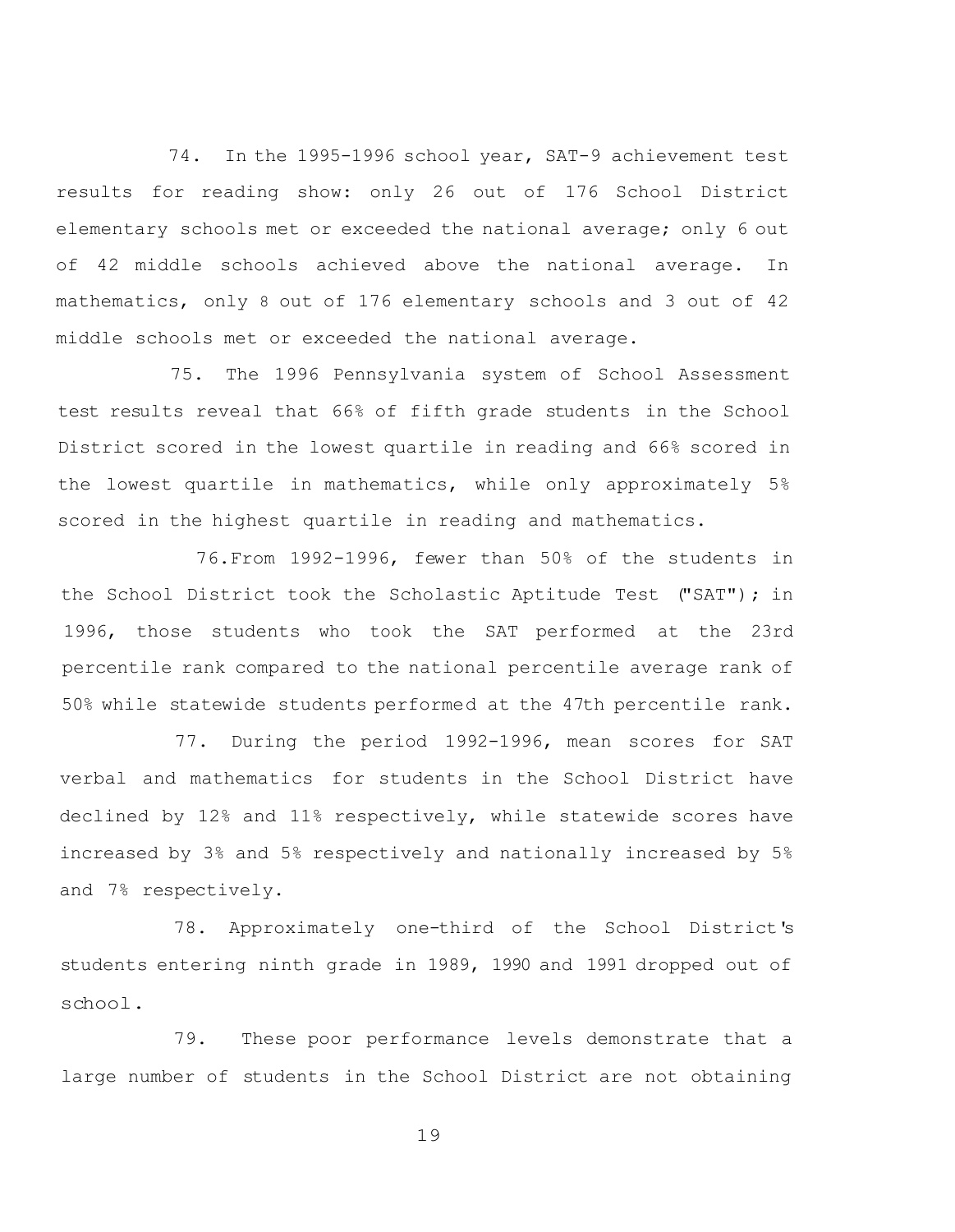74. In the 1995-1996 school year, SAT-9 achievement test results for reading show: only 26 out of 176 School District elementary schools met or exceeded the national average; only 6 out of 42 middle schools achieved above the national average. In mathematics, only 8 out of 176 elementary schools and 3 out of 42 middle schools met or exceeded the national average.

75. The 1996 Pennsylvania system of School Assessment test results reveal that 66% of fifth grade students in the School District scored in the lowest quartile in reading and 66% scored in the lowest quartile in mathematics, while only approximately 5% scored in the highest quartile in reading and mathematics.

76. From 1992-1996, fewer than 50% of the students in the School District took the Scholastic Aptitude Test ("SAT"); in 1996, those students who took the SAT performed at the 23rd percentile rank compared to the national percentile average rank of 50% while statewide students performed at the 47th percentile rank.

77. During the period 1992-1996, mean scores for SAT verbal and mathematics for students in the School District have declined by 12% and 11% respectively, while statewide scores have increased by 3% and 5% respectively and nationally increased by 5% and 7% respectively.

78. Approximately one-third of the School District's students entering ninth grade in 1989, 1990 and 1991 dropped out of school.

79. These poor performance levels demonstrate that a large number of students in the School District are not obtaining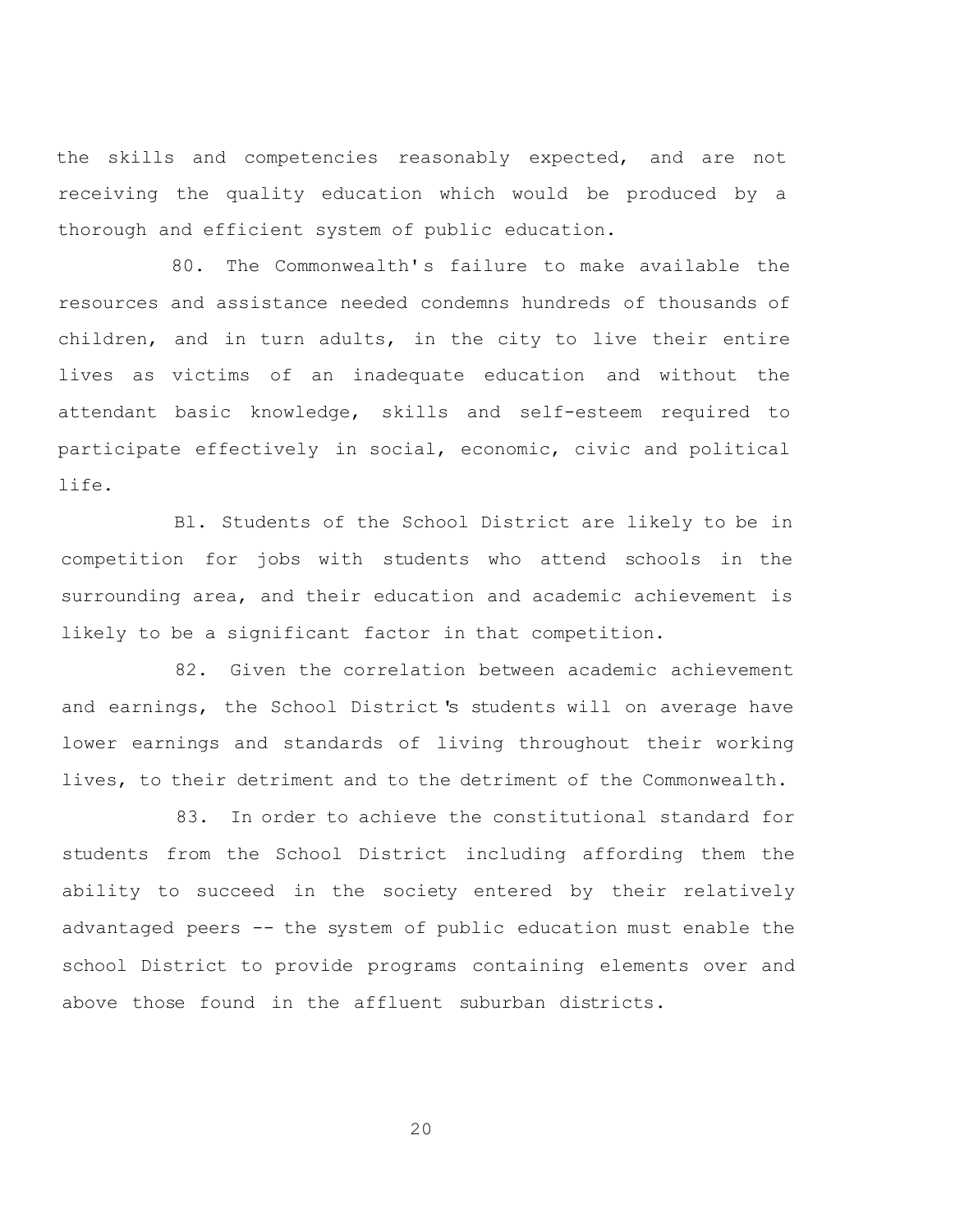the skills and competencies reasonably expected, and are not receiving the quality education which would be produced by a thorough and efficient system of public education.

80. The Commonwealth's failure to make available the resources and assistance needed condemns hundreds of thousands of children, and in turn adults, in the city to live their entire lives as victims of an inadequate education and without the attendant basic knowledge, skills and self-esteem required to participate effectively in social, economic, civic and political life.

Bl. Students of the School District are likely to be in competition for jobs with students who attend schools in the surrounding area, and their education and academic achievement is likely to be a significant factor in that competition.

82. Given the correlation between academic achievement and earnings, the School District's students will on average have lower earnings and standards of living throughout their working lives, to their detriment and to the detriment of the Commonwealth.

83. In order to achieve the constitutional standard for students from the School District including affording them the ability to succeed in the society entered by their relatively advantaged peers -- the system of public education must enable the school District to provide programs containing elements over and above those found in the affluent suburban districts.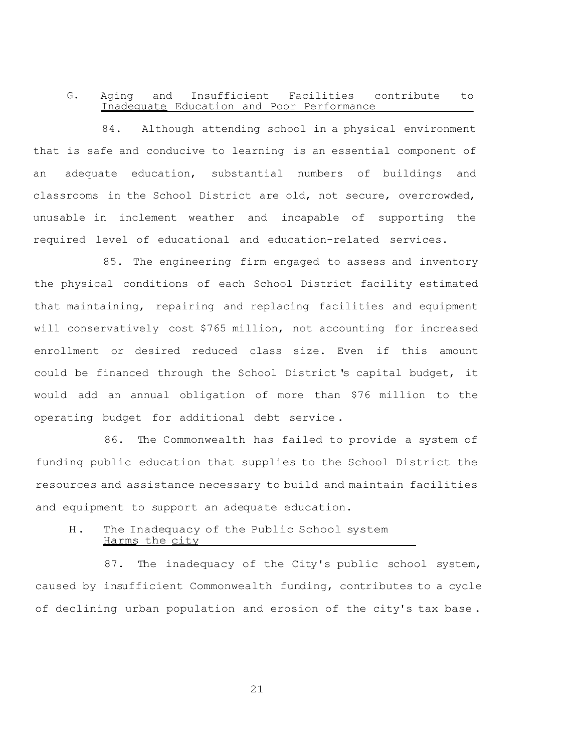### G. Aging and Insufficient Facilities contribute to Inadequate Education and Poor Performance

84. Although attending school in a physical environment that is safe and conducive to learning is an essential component of an adequate education, substantial numbers of buildings and classrooms in the School District are old, not secure, overcrowded, unusable in inclement weather and incapable of supporting the required level of educational and education-related services.

85. The engineering firm engaged to assess and inventory the physical conditions of each School District facility estimated that maintaining, repairing and replacing facilities and equipment will conservatively cost $765 million, not accounting for increased enrollment or desired reduced class size. Even if this amount could be financed through the School District's capital budget, it would add an annual obligation of more than $76 million to the operating budget for additional debt service.

86. The Commonwealth has failed to provide a system of funding public education that supplies to the School District the resources and assistance necessary to build and maintain facilities and equipment to support an adequate education.

### H. The Inadequacy of the Public School system Harms the city

87. The inadequacy of the City's public school system, caused by insufficient Commonwealth funding, contributes to a cycle of declining urban population and erosion of the city's tax base.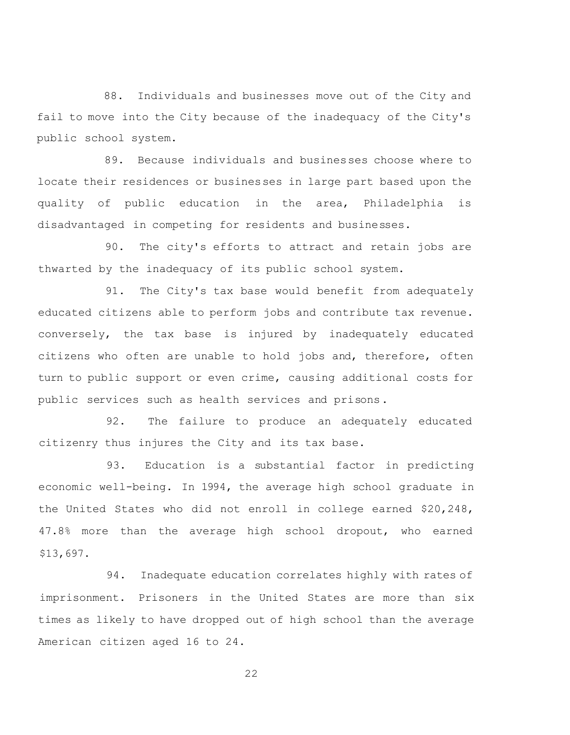88. Individuals and businesses move out of the City and fail to move into the City because of the inadequacy of the City's public school system.

89. Because individuals and businesses choose where to locate their residences or businesses in large part based upon the quality of public education in the area, Philadelphia is disadvantaged in competing for residents and businesses.

90. The city's efforts to attract and retain jobs are thwarted by the inadequacy of its public school system.

91. The City's tax base would benefit from adequately educated citizens able to perform jobs and contribute tax revenue. conversely, the tax base is injured by inadequately educated citizens who often are unable to hold jobs and, therefore, often turn to public support or even crime, causing additional costs for public services such as health services and prisons.

92. The failure to produce an adequately educated citizenry thus injures the City and its tax base.

93. Education is a substantial factor in predicting economic well-being. In 1994, the average high school graduate in the United States who did not enroll in college earned $20,248, 47.8% more than the average high school dropout, who earned $13,697.

94. Inadequate education correlates highly with rates of imprisonment. Prisoners in the United States are more than six times as likely to have dropped out of high school than the average American citizen aged 16 to 24.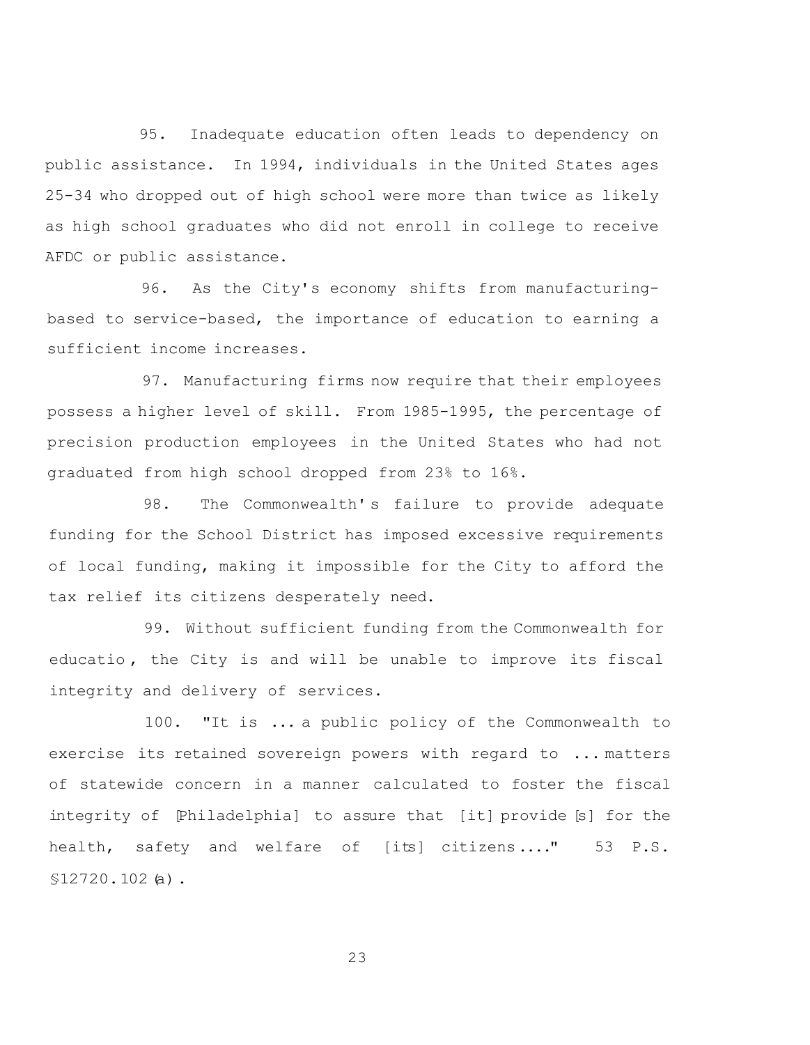95. Inadequate education often leads to dependency on public assistance. In 1994, individuals in the United States ages 25-34 who dropped out of high school were more than twice as likely as high school graduates who did not enroll in college to receive AFDC or public assistance.

96. As the City's economy shifts from manufacturing-based to service-based, the importance of education to earning a sufficient income increases.

97. Manufacturing firms now require that their employees possess a higher level of skill. From 1985-1995, the percentage of precision production employees in the United States who had not graduated from high school dropped from 23% to 16%.

98. The Commonwealth's failure to provide adequate funding for the School District has imposed excessive requirements of local funding, making it impossible for the City to afford the tax relief its citizens desperately need.

99. Without sufficient funding from the Commonwealth for educatio , the City is and will be unable to improve its fiscal integrity and delivery of services.

100. "It is ... a public policy of the Commonwealth to exercise its retained sovereign powers with regard to ... matters of statewide concern in a manner calculated to foster the fiscal integrity of [Philadelphia] to assure that [it] provide[s] for the health, safety and welfare of [its] citizens ...." 53 P.S. §12720.102(a).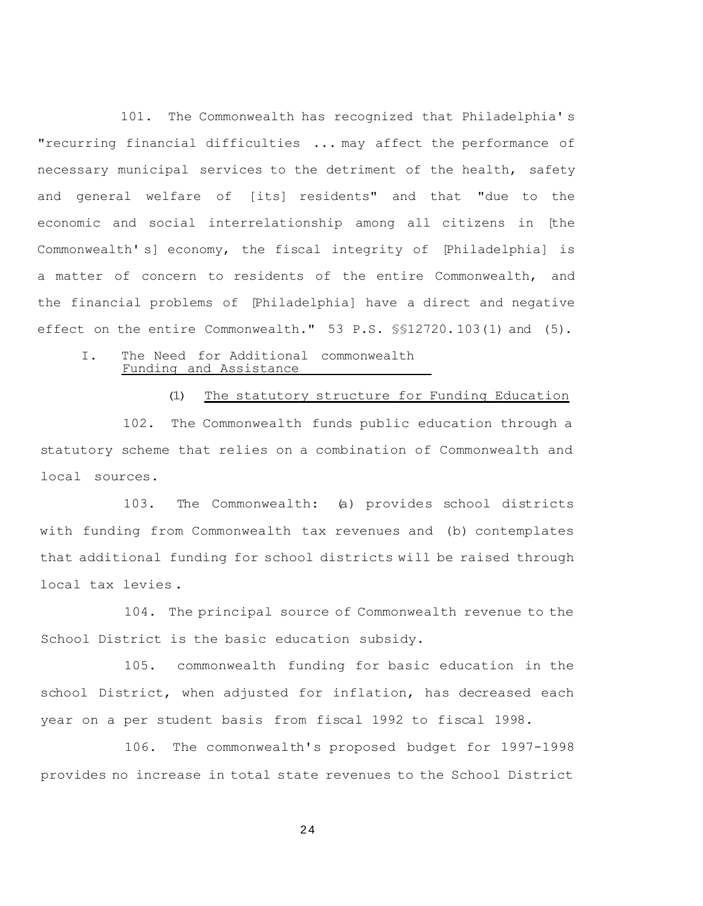101. The Commonwealth has recognized that Philadelphia's "recurring financial difficulties ... may affect the performance of necessary municipal services to the detriment of the health, safety and general welfare of [its] residents" and that "due to the economic and social interrelationship among all citizens in [the Commonwealth's] economy, the fiscal integrity of [Philadelphia] is a matter of concern to residents of the entire Commonwealth, and the financial problems of [Philadelphia] have a direct and negative effect on the entire Commonwealth." 53 P.S. §§12720.103(1) and (5).

## I. The Need for Additional commonwealth Funding and Assistance

### (1) The statutory structure for Funding Education

102. The Commonwealth funds public education through a statutory scheme that relies on a combination of Commonwealth and local sources.

103. The Commonwealth: (a) provides school districts with funding from Commonwealth tax revenues and (b) contemplates that additional funding for school districts will be raised through local tax levies.

104. The principal source of Commonwealth revenue to the School District is the basic education subsidy.

105. commonwealth funding for basic education in the school District, when adjusted for inflation, has decreased each year on a per student basis from fiscal 1992 to fiscal 1998.

106. The commonwealth's proposed budget for 1997-1998 provides no increase in total state revenues to the School District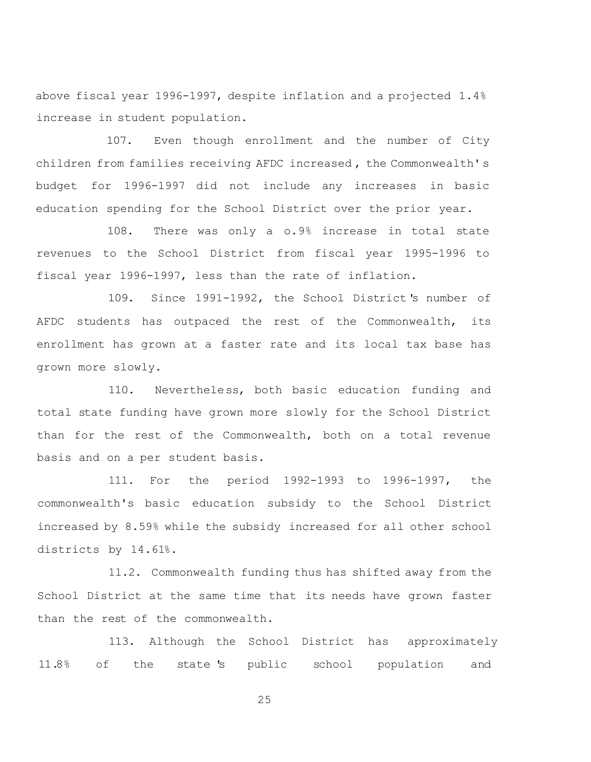above fiscal year 1996-1997, despite inflation and a projected 1.4% increase in student population.

107. Even though enrollment and the number of City children from families receiving AFDC increased, the Commonwealth's budget for 1996-1997 did not include any increases in basic education spending for the School District over the prior year.

108. There was only a o.9% increase in total state revenues to the School District from fiscal year 1995-1996 to fiscal year 1996-1997, less than the rate of inflation.

109. Since 1991-1992, the School District's number of AFDC students has outpaced the rest of the Commonwealth, its enrollment has grown at a faster rate and its local tax base has grown more slowly.

110. Nevertheless, both basic education funding and total state funding have grown more slowly for the School District than for the rest of the Commonwealth, both on a total revenue basis and on a per student basis.

111. For the period 1992-1993 to 1996-1997, the commonwealth's basic education subsidy to the School District increased by 8.59% while the subsidy increased for all other school districts by 14.61%.

11.2. Commonwealth funding thus has shifted away from the School District at the same time that its needs have grown faster than the rest of the commonwealth.

113. Although the School District has approximately 11.8% of the state's public school population and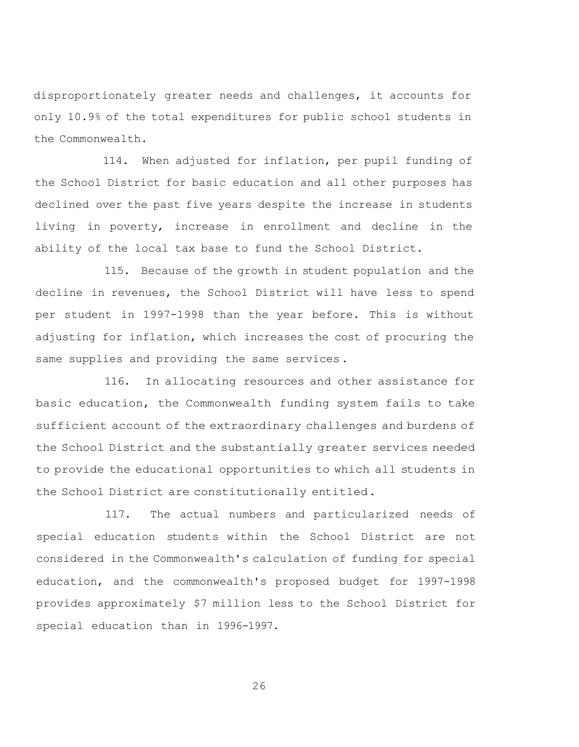disproportionately greater needs and challenges, it accounts for only 10.9% of the total expenditures for public school students in the Commonwealth.

114. When adjusted for inflation, per pupil funding of the School District for basic education and all other purposes has declined over the past five years despite the increase in students living in poverty, increase in enrollment and decline in the ability of the local tax base to fund the School District.

115. Because of the growth in student population and the decline in revenues, the School District will have less to spend per student in 1997-1998 than the year before. This is without adjusting for inflation, which increases the cost of procuring the same supplies and providing the same services.

116. In allocating resources and other assistance for basic education, the Commonwealth funding system fails to take sufficient account of the extraordinary challenges and burdens of the School District and the substantially greater services needed to provide the educational opportunities to which all students in the School District are constitutionally entitled.

117. The actual numbers and particularized needs of special education students within the School District are not considered in the Commonwealth's calculation of funding for special education, and the commonwealth's proposed budget for 1997-1998 provides approximately $7 million less to the School District for special education than in 1996-1997.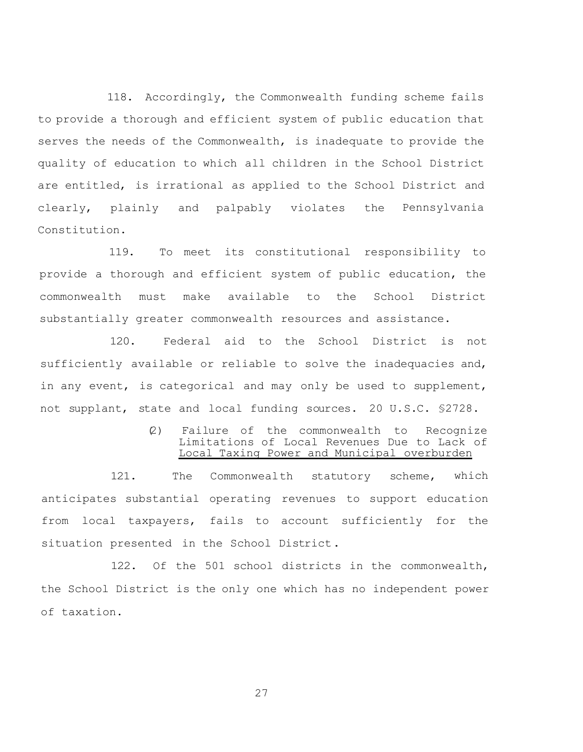118. Accordingly, the Commonwealth funding scheme fails to provide a thorough and efficient system of public education that serves the needs of the Commonwealth, is inadequate to provide the quality of education to which all children in the School District are entitled, is irrational as applied to the School District and clearly, plainly and palpably violates the Pennsylvania Constitution.

119. To meet its constitutional responsibility to provide a thorough and efficient system of public education, the commonwealth must make available to the School District substantially greater commonwealth resources and assistance.

120. Federal aid to the School District is not sufficiently available or reliable to solve the inadequacies and, in any event, is categorical and may only be used to supplement, not supplant, state and local funding sources. 20 U.S.C. §2728.

### (2) Failure of the commonwealth to Recognize Limitations of Local Revenues Due to Lack of Local Taxing Power and Municipal overburden

121. The Commonwealth statutory scheme, which anticipates substantial operating revenues to support education from local taxpayers, fails to account sufficiently for the situation presented in the School District.

122. Of the 501 school districts in the commonwealth, the School District is the only one which has no independent power of taxation.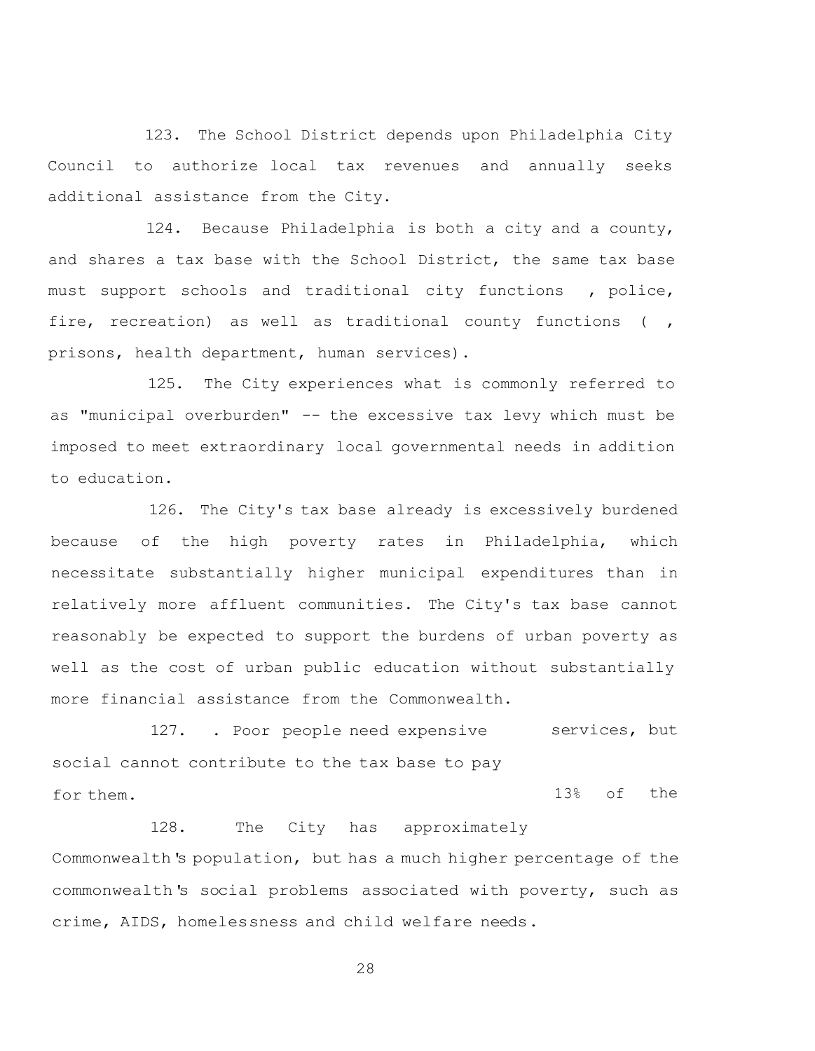123. The School District depends upon Philadelphia City Council to authorize local tax revenues and annually seeks additional assistance from the City.

124. Because Philadelphia is both a city and a county, and shares a tax base with the School District, the same tax base must support schools and traditional city functions , police, fire, recreation) as well as traditional county functions ( , prisons, health department, human services).

125. The City experiences what is commonly referred to as "municipal overburden" -- the excessive tax levy which must be imposed to meet extraordinary local governmental needs in addition to education.

126. The City's tax base already is excessively burdened because of the high poverty rates in Philadelphia, which necessitate substantially higher municipal expenditures than in relatively more affluent communities. The City's tax base cannot reasonably be expected to support the burdens of urban poverty as well as the cost of urban public education without substantially more financial assistance from the Commonwealth.

127. . Poor people need expensive social services, but cannot contribute to the tax base to pay for them.

128. The City has approximately 13% of the Commonwealth's population, but has a much higher percentage of the commonwealth's social problems associated with poverty, such as crime, AIDS, homelessness and child welfare needs.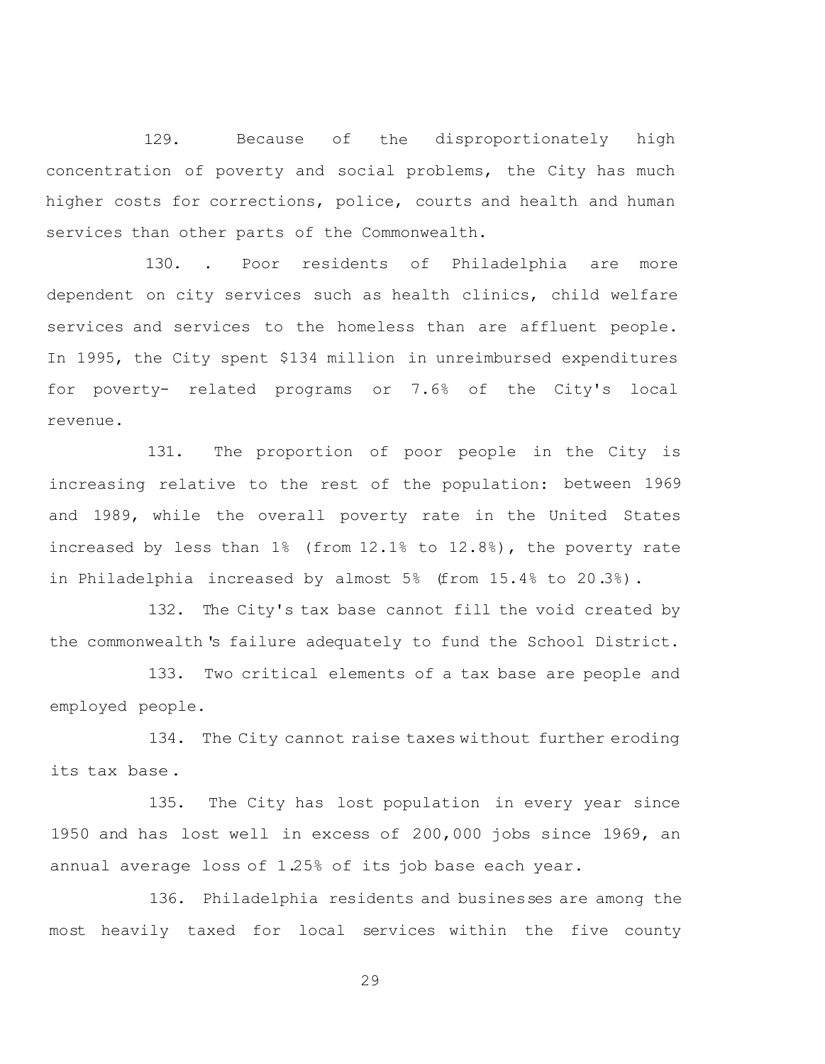129. Because of the disproportionately high concentration of poverty and social problems, the City has much higher costs for corrections, police, courts and health and human services than other parts of the Commonwealth.

130. . Poor residents of Philadelphia are more dependent on city services such as health clinics, child welfare services and services to the homeless than are affluent people. In 1995, the City spent $134 million in unreimbursed expenditures for poverty- related programs or 7.6% of the City's local revenue.

131. The proportion of poor people in the City is increasing relative to the rest of the population: between 1969 and 1989, while the overall poverty rate in the United States increased by less than 1% (from 12.1% to 12.8%), the poverty rate in Philadelphia increased by almost 5% (from 15.4% to 20.3%).

132. The City's tax base cannot fill the void created by the commonwealth's failure adequately to fund the School District.

133. Two critical elements of a tax base are people and employed people.

134. The City cannot raise taxes without further eroding its tax base.

135. The City has lost population in every year since 1950 and has lost well in excess of 200,000 jobs since 1969, an annual average loss of 1.25% of its job base each year.

136. Philadelphia residents and businesses are among the most heavily taxed for local services within the five county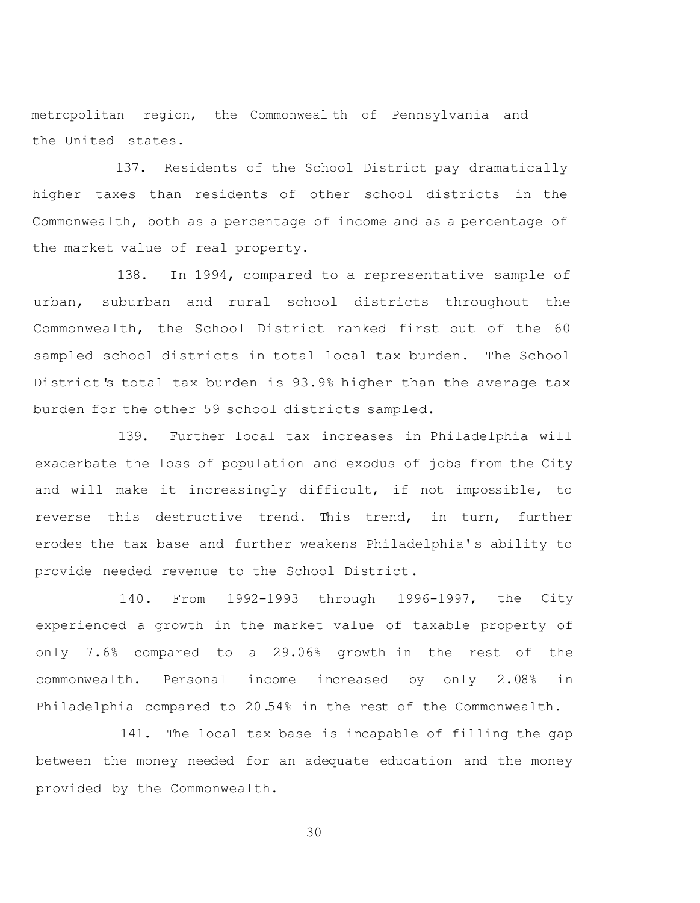metropolitan region, the Commonwealth of Pennsylvania and the United states.

137. Residents of the School District pay dramatically higher taxes than residents of other school districts in the Commonwealth, both as a percentage of income and as a percentage of the market value of real property.

138. In 1994, compared to a representative sample of urban, suburban and rural school districts throughout the Commonwealth, the School District ranked first out of the 60 sampled school districts in total local tax burden. The School District's total tax burden is 93.9% higher than the average tax burden for the other 59 school districts sampled.

139. Further local tax increases in Philadelphia will exacerbate the loss of population and exodus of jobs from the City and will make it increasingly difficult, if not impossible, to reverse this destructive trend. This trend, in turn, further erodes the tax base and further weakens Philadelphia's ability to provide needed revenue to the School District.

140. From 1992-1993 through 1996-1997, the City experienced a growth in the market value of taxable property of only 7.6% compared to a 29.06% growth in the rest of the commonwealth. Personal income increased by only 2.08% in Philadelphia compared to 20.54% in the rest of the Commonwealth.

141. The local tax base is incapable of filling the gap between the money needed for an adequate education and the money provided by the Commonwealth.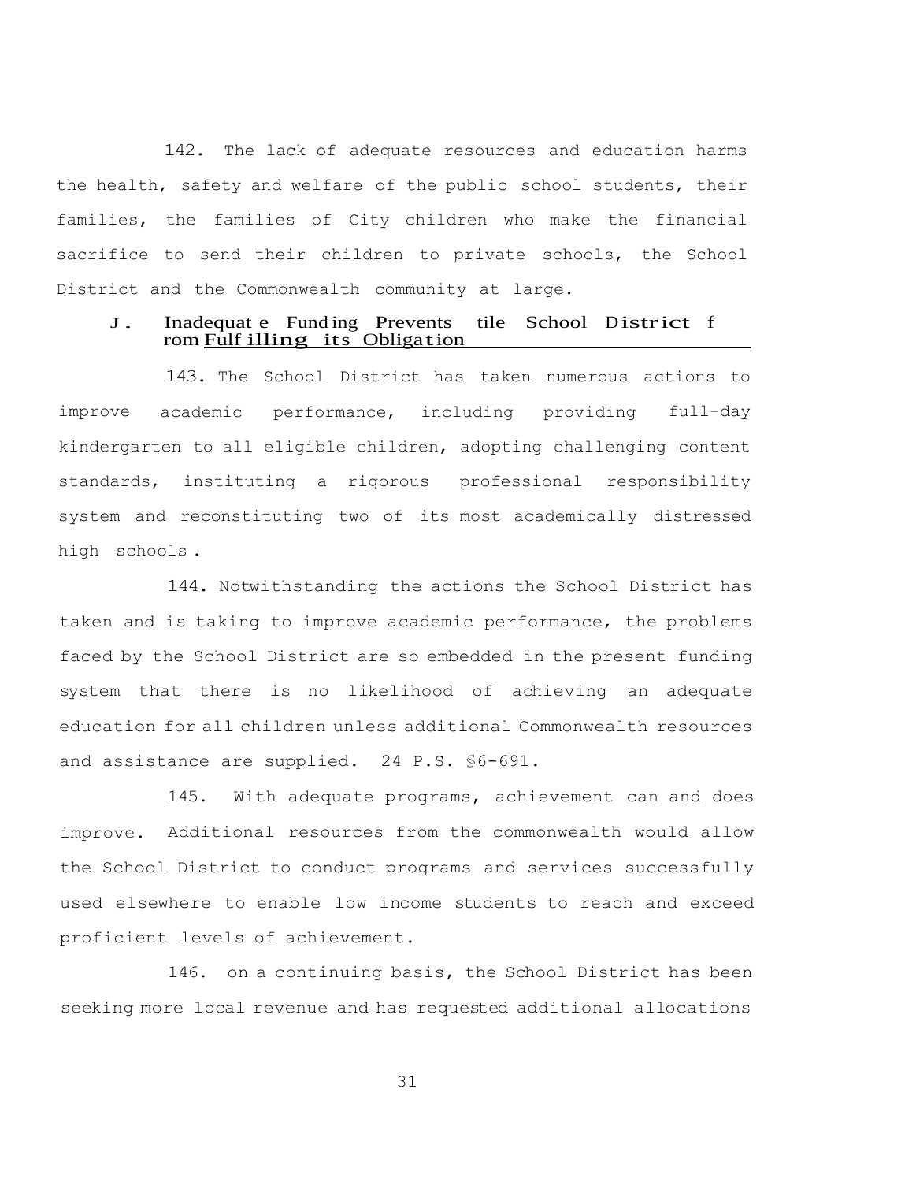142. The lack of adequate resources and education harms the health, safety and welfare of the public school students, their families, the families of City children who make the financial sacrifice to send their children to private schools, the School District and the Commonwealth community at large.

### J. Inadequate Funding Prevents tile School District from Fulfilling its Obligation

143. The School District has taken numerous actions to improve academic performance, including providing full-day kindergarten to all eligible children, adopting challenging content standards, instituting a rigorous professional responsibility system and reconstituting two of its most academically distressed high schools.

144. Notwithstanding the actions the School District has taken and is taking to improve academic performance, the problems faced by the School District are so embedded in the present funding system that there is no likelihood of achieving an adequate education for all children unless additional Commonwealth resources and assistance are supplied. 24 P.S. §6-691.

145. With adequate programs, achievement can and does improve. Additional resources from the commonwealth would allow the School District to conduct programs and services successfully used elsewhere to enable low income students to reach and exceed proficient levels of achievement.

146. on a continuing basis, the School District has been seeking more local revenue and has requested additional allocations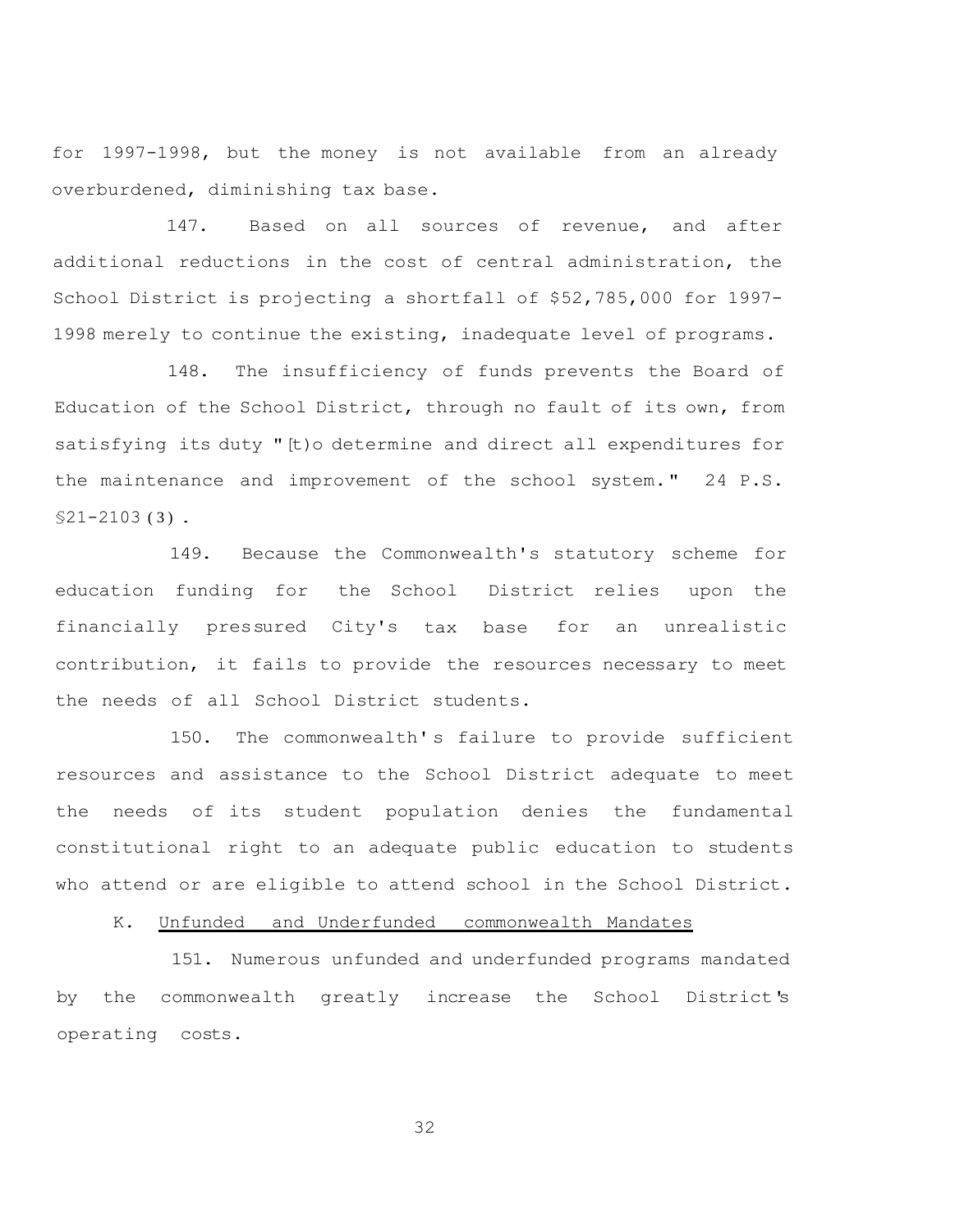for 1997-1998, but the money is not available from an already overburdened, diminishing tax base.

147. Based on all sources of revenue, and after additional reductions in the cost of central administration, the School District is projecting a shortfall of $52,785,000 for 1997-1998 merely to continue the existing, inadequate level of programs.

148. The insufficiency of funds prevents the Board of Education of the School District, through no fault of its own, from satisfying its duty "[t)o determine and direct all expenditures for the maintenance and improvement of the school system." 24 P.S. §21-2103(3).

149. Because the Commonwealth's statutory scheme for education funding for the School District relies upon the financially pressured City's tax base for an unrealistic contribution, it fails to provide the resources necessary to meet the needs of all School District students.

150. The commonwealth's failure to provide sufficient resources and assistance to the School District adequate to meet the needs of its student population denies the fundamental constitutional right to an adequate public education to students who attend or are eligible to attend school in the School District.

K. <u>Unfunded and Underfunded commonwealth Mandates</u>

151. Numerous unfunded and underfunded programs mandated by the commonwealth greatly increase the School District's operating costs.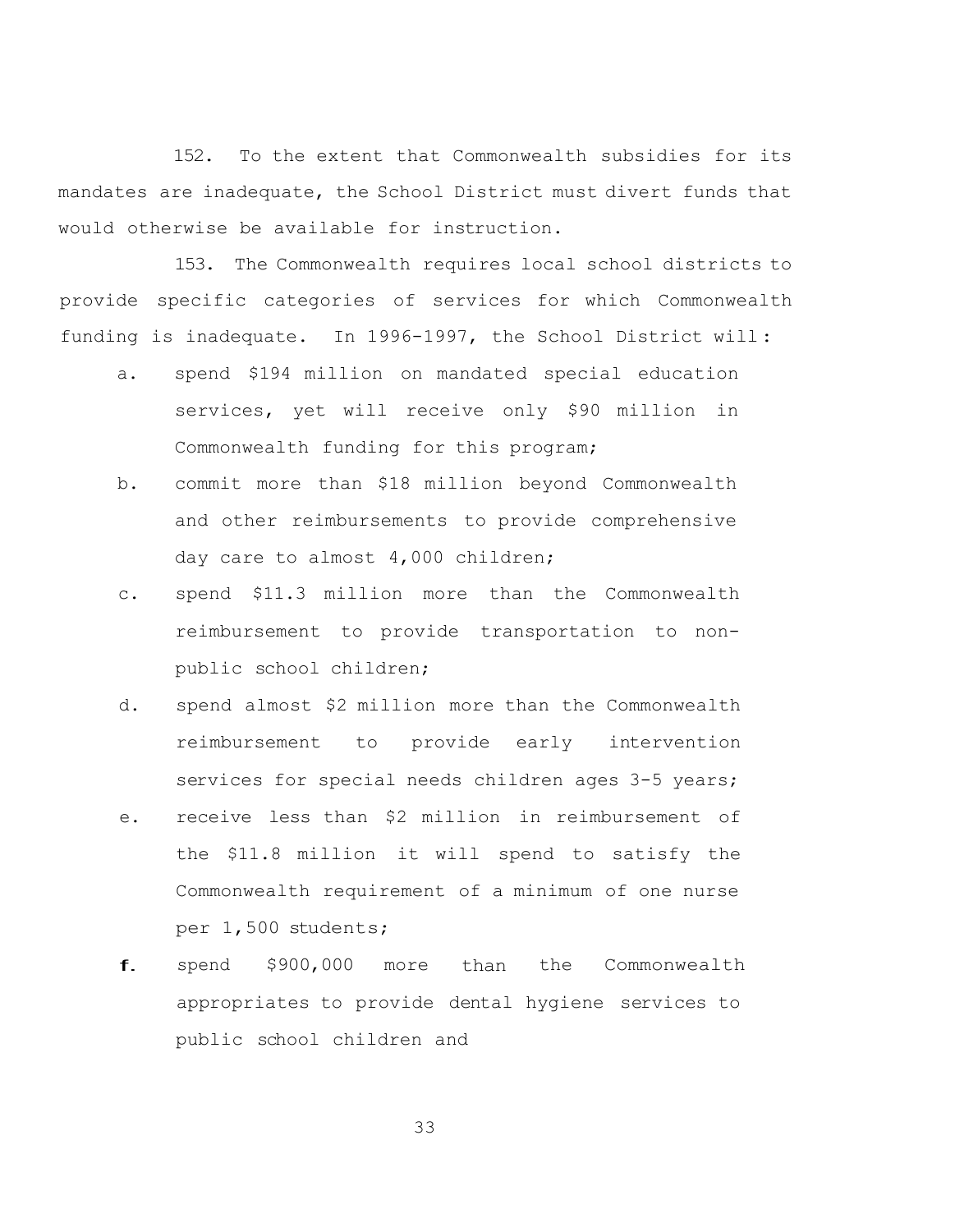152. To the extent that Commonwealth subsidies for its mandates are inadequate, the School District must divert funds that would otherwise be available for instruction.

153. The Commonwealth requires local school districts to provide specific categories of services for which Commonwealth funding is inadequate. In 1996-1997, the School District will:

a. spend $194 million on mandated special education services, yet will receive only $90 million in Commonwealth funding for this program;

b. commit more than $18 million beyond Commonwealth and other reimbursements to provide comprehensive day care to almost 4,000 children;

c. spend $11.3 million more than the Commonwealth reimbursement to provide transportation to non-public school children;

d. spend almost $2 million more than the Commonwealth reimbursement to provide early intervention services for special needs children ages 3-5 years;

e. receive less than $2 million in reimbursement of the $11.8 million it will spend to satisfy the Commonwealth requirement of a minimum of one nurse per 1,500 students;

f. spend $900,000 more than the Commonwealth appropriates to provide dental hygiene services to public school children and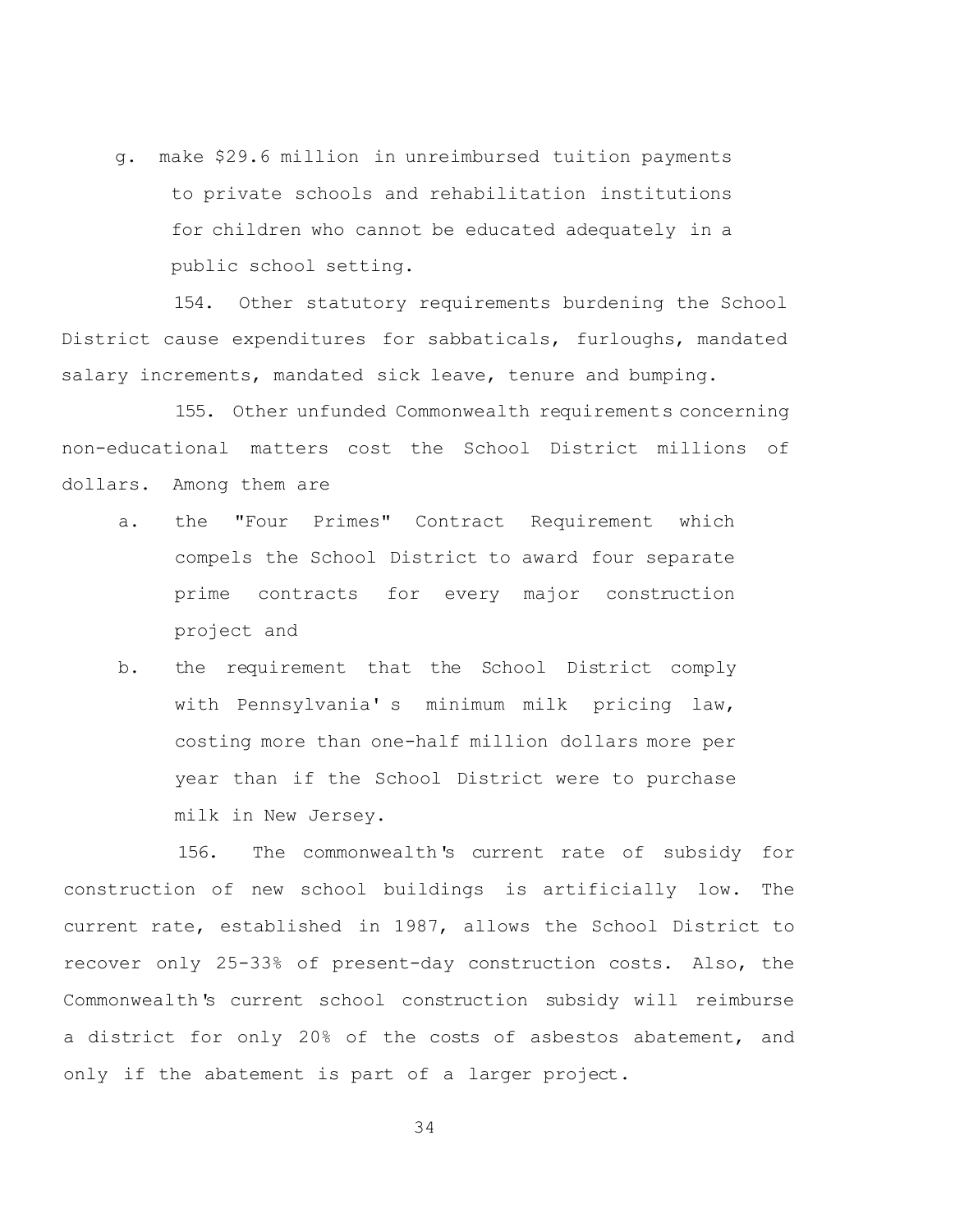g. make $29.6 million in unreimbursed tuition payments to private schools and rehabilitation institutions for children who cannot be educated adequately in a public school setting.

154. Other statutory requirements burdening the School District cause expenditures for sabbaticals, furloughs, mandated salary increments, mandated sick leave, tenure and bumping.

155. Other unfunded Commonwealth requirements concerning non-educational matters cost the School District millions of dollars. Among them are

a. the "Four Primes" Contract Requirement which compels the School District to award four separate prime contracts for every major construction project and

b. the requirement that the School District comply with Pennsylvania's minimum milk pricing law, costing more than one-half million dollars more per year than if the School District were to purchase milk in New Jersey.

156. The commonwealth's current rate of subsidy for construction of new school buildings is artificially low. The current rate, established in 1987, allows the School District to recover only 25-33% of present-day construction costs. Also, the Commonwealth's current school construction subsidy will reimburse a district for only 20% of the costs of asbestos abatement, and only if the abatement is part of a larger project.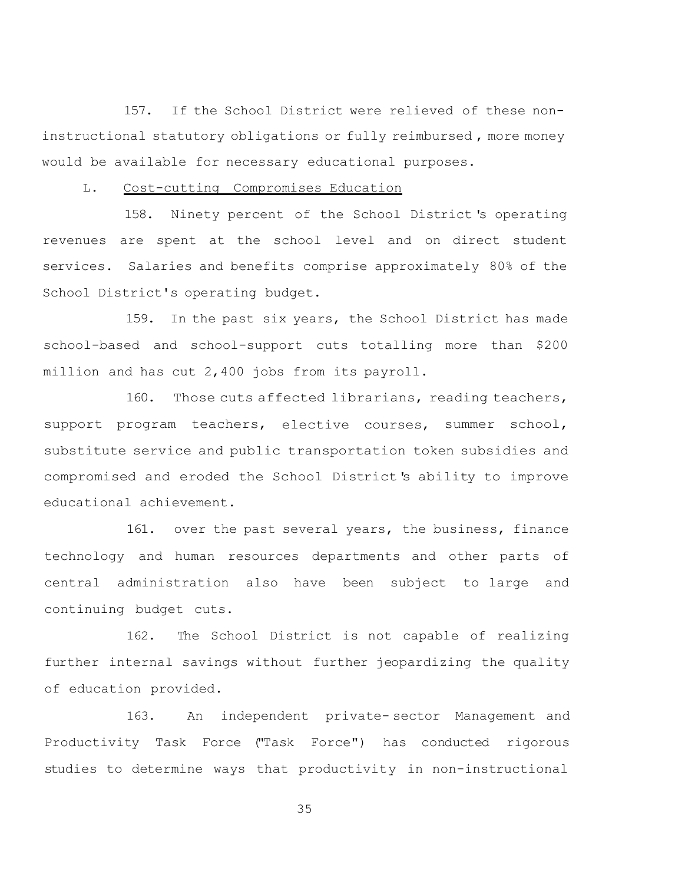157. If the School District were relieved of these non-instructional statutory obligations or fully reimbursed, more money would be available for necessary educational purposes.

L. Cost-cutting Compromises Education

158. Ninety percent of the School District's operating revenues are spent at the school level and on direct student services. Salaries and benefits comprise approximately 80% of the School District's operating budget.

159. In the past six years, the School District has made school-based and school-support cuts totalling more than $200 million and has cut 2,400 jobs from its payroll.

160. Those cuts affected librarians, reading teachers, support program teachers, elective courses, summer school, substitute service and public transportation token subsidies and compromised and eroded the School District's ability to improve educational achievement.

161. over the past several years, the business, finance technology and human resources departments and other parts of central administration also have been subject to large and continuing budget cuts.

162. The School District is not capable of realizing further internal savings without further jeopardizing the quality of education provided.

163. An independent private-sector Management and Productivity Task Force ("Task Force") has conducted rigorous studies to determine ways that productivity in non-instructional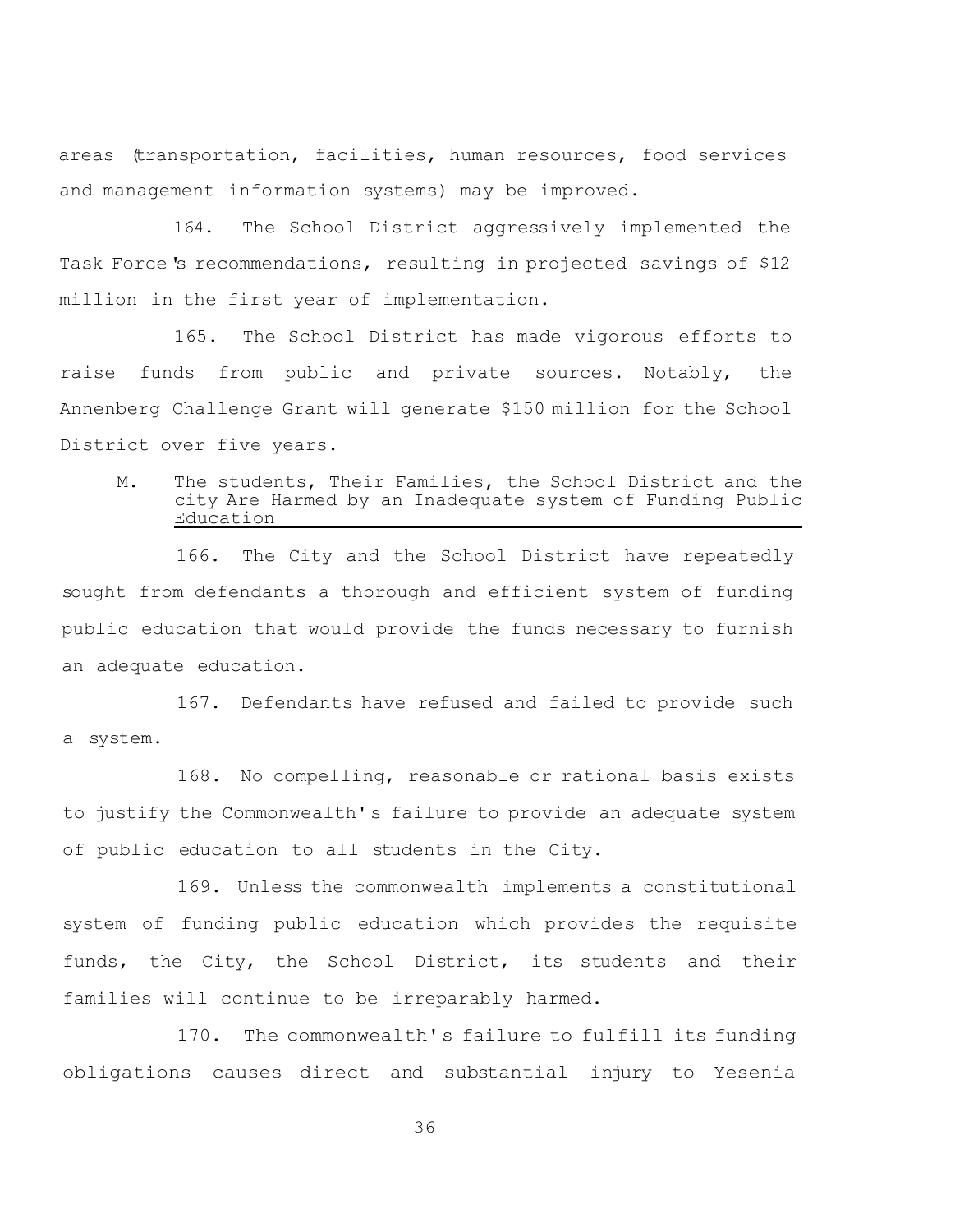areas (transportation, facilities, human resources, food services and management information systems) may be improved.

164. The School District aggressively implemented the Task Force's recommendations, resulting in projected savings of $12 million in the first year of implementation.

165. The School District has made vigorous efforts to raise funds from public and private sources. Notably, the Annenberg Challenge Grant will generate $150 million for the School District over five years.

### M. The students, Their Families, the School District and the city Are Harmed by an Inadequate system of Funding Public Education

166. The City and the School District have repeatedly sought from defendants a thorough and efficient system of funding public education that would provide the funds necessary to furnish an adequate education.

167. Defendants have refused and failed to provide such a system.

168. No compelling, reasonable or rational basis exists to justify the Commonwealth's failure to provide an adequate system of public education to all students in the City.

169. Unless the commonwealth implements a constitutional system of funding public education which provides the requisite funds, the City, the School District, its students and their families will continue to be irreparably harmed.

170. The commonwealth's failure to fulfill its funding obligations causes direct and substantial injury to Yesenia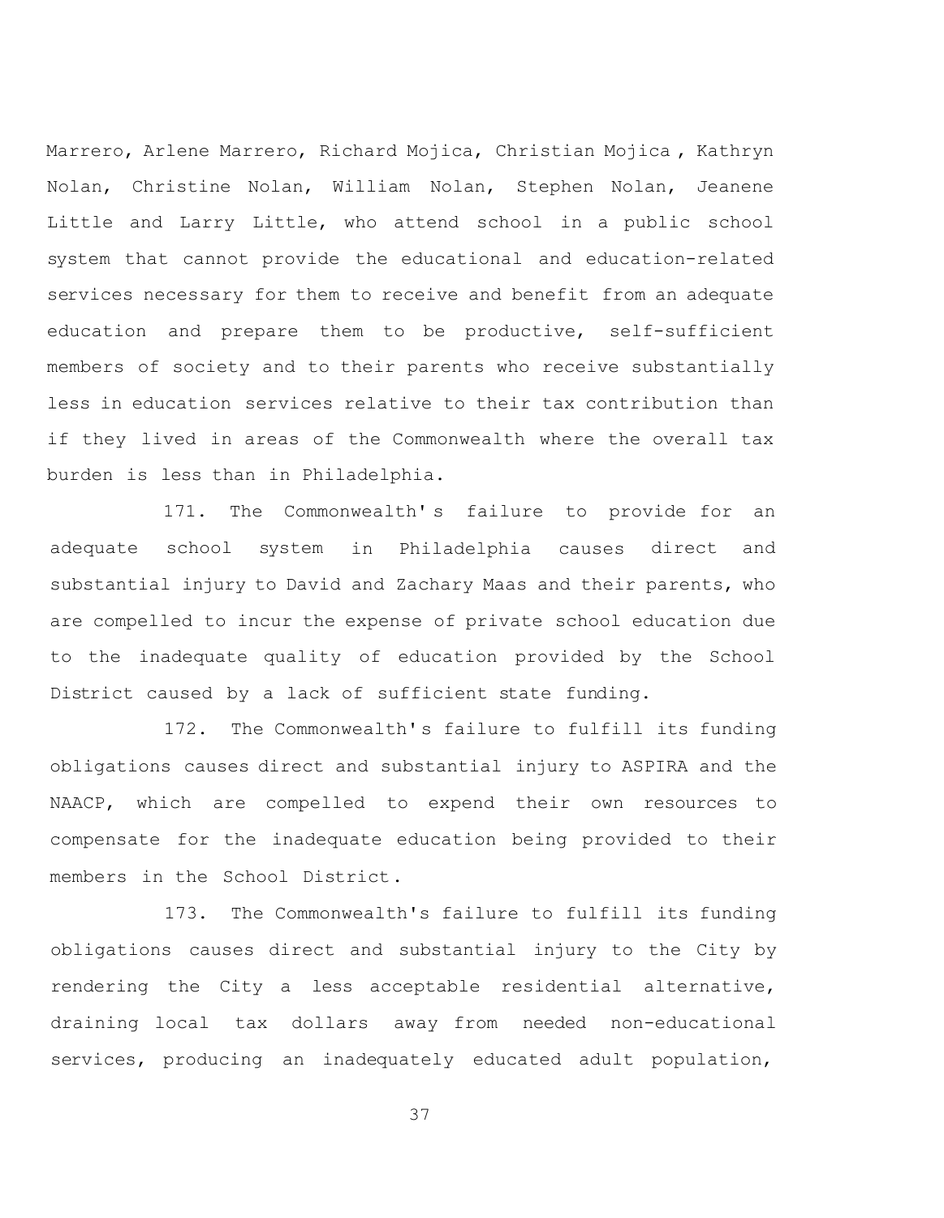Marrero, Arlene Marrero, Richard Mojica, Christian Mojica, Kathryn Nolan, Christine Nolan, William Nolan, Stephen Nolan, Jeanene Little and Larry Little, who attend school in a public school system that cannot provide the educational and education-related services necessary for them to receive and benefit from an adequate education and prepare them to be productive, self-sufficient members of society and to their parents who receive substantially less in education services relative to their tax contribution than if they lived in areas of the Commonwealth where the overall tax burden is less than in Philadelphia.

171. The Commonwealth's failure to provide for an adequate school system in Philadelphia causes direct and substantial injury to David and Zachary Maas and their parents, who are compelled to incur the expense of private school education due to the inadequate quality of education provided by the School District caused by a lack of sufficient state funding.

172. The Commonwealth's failure to fulfill its funding obligations causes direct and substantial injury to ASPIRA and the NAACP, which are compelled to expend their own resources to compensate for the inadequate education being provided to their members in the School District.

173. The Commonwealth's failure to fulfill its funding obligations causes direct and substantial injury to the City by rendering the City a less acceptable residential alternative, draining local tax dollars away from needed non-educational services, producing an inadequately educated adult population,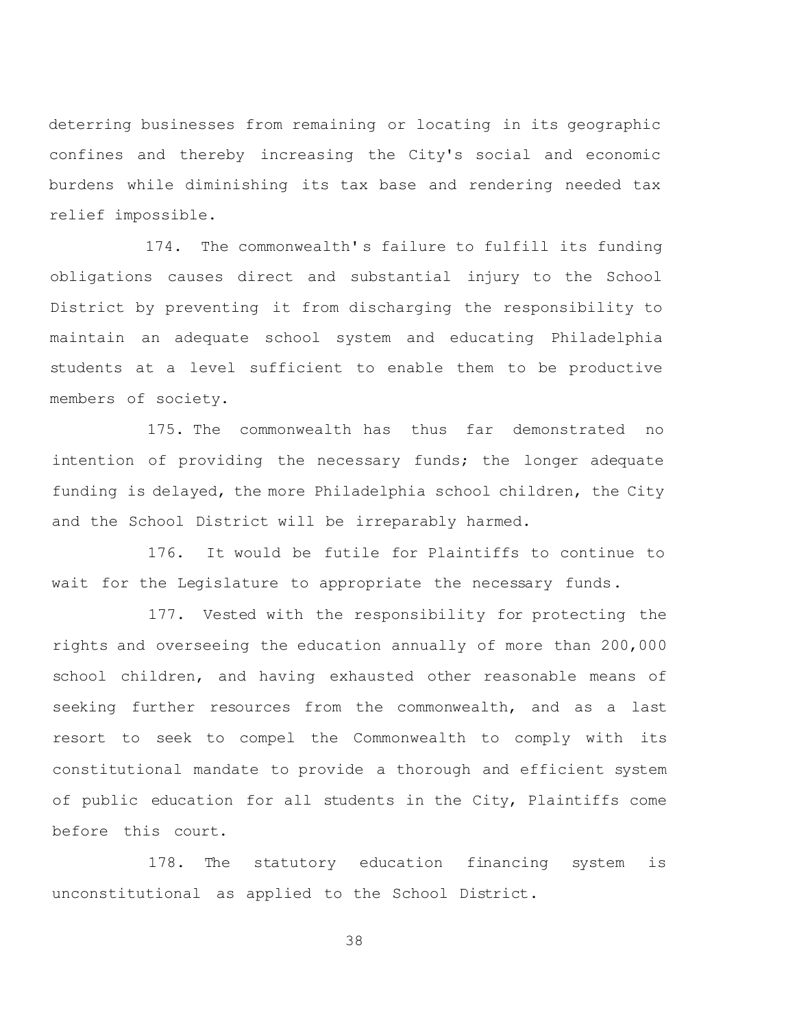deterring businesses from remaining or locating in its geographic confines and thereby increasing the City's social and economic burdens while diminishing its tax base and rendering needed tax relief impossible.

174. The commonwealth's failure to fulfill its funding obligations causes direct and substantial injury to the School District by preventing it from discharging the responsibility to maintain an adequate school system and educating Philadelphia students at a level sufficient to enable them to be productive members of society.

175. The commonwealth has thus far demonstrated no intention of providing the necessary funds; the longer adequate funding is delayed, the more Philadelphia school children, the City and the School District will be irreparably harmed.

176. It would be futile for Plaintiffs to continue to wait for the Legislature to appropriate the necessary funds.

177. Vested with the responsibility for protecting the rights and overseeing the education annually of more than 200,000 school children, and having exhausted other reasonable means of seeking further resources from the commonwealth, and as a last resort to seek to compel the Commonwealth to comply with its constitutional mandate to provide a thorough and efficient system of public education for all students in the City, Plaintiffs come before this court.

178. The statutory education financing system is unconstitutional as applied to the School District.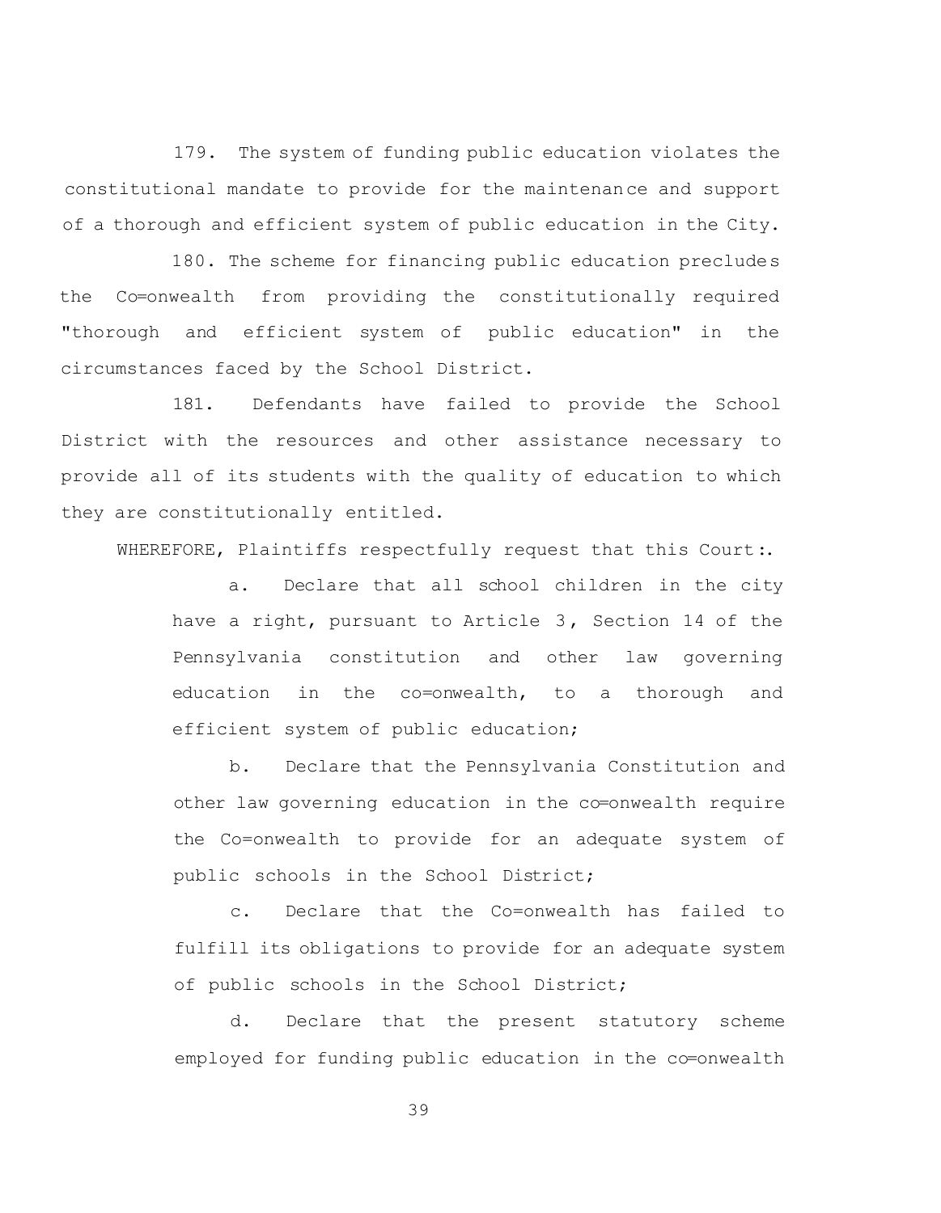179. The system of funding public education violates the constitutional mandate to provide for the maintenance and support of a thorough and efficient system of public education in the City.

180. The scheme for financing public education precludes the Co=onwealth from providing the constitutionally required "thorough and efficient system of public education" in the circumstances faced by the School District.

181. Defendants have failed to provide the School District with the resources and other assistance necessary to provide all of its students with the quality of education to which they are constitutionally entitled.

WHEREFORE, Plaintiffs respectfully request that this Court:.

a. Declare that all school children in the city have a right, pursuant to Article 3, Section 14 of the Pennsylvania constitution and other law governing education in the co=onwealth, to a thorough and efficient system of public education;

b. Declare that the Pennsylvania Constitution and other law governing education in the co=onwealth require the Co=onwealth to provide for an adequate system of public schools in the School District;

c. Declare that the Co=onwealth has failed to fulfill its obligations to provide for an adequate system of public schools in the School District;

d. Declare that the present statutory scheme employed for funding public education in the co=onwealth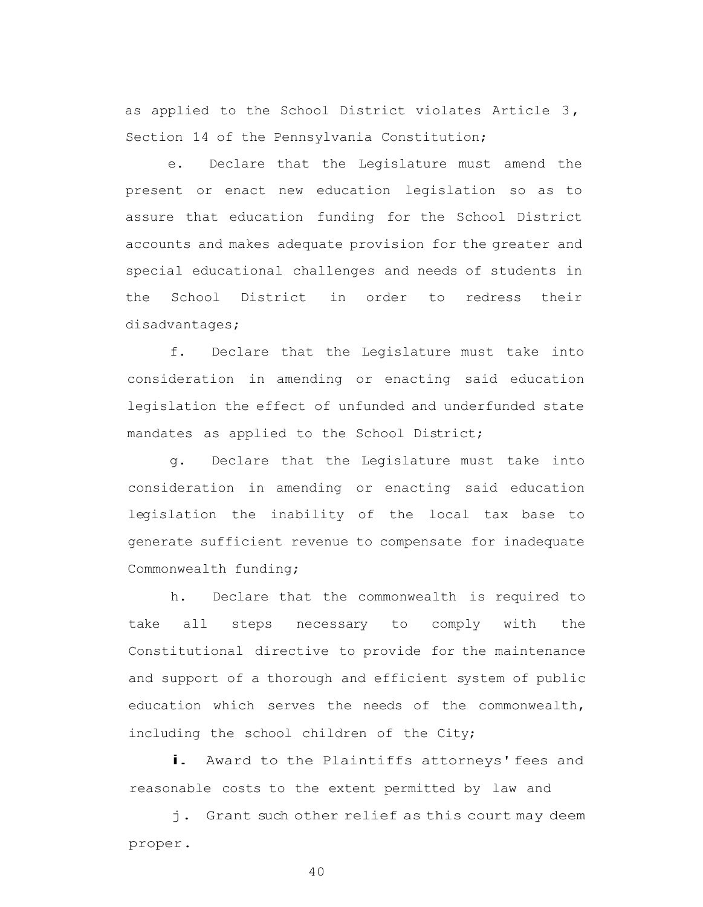as applied to the School District violates Article 3, Section 14 of the Pennsylvania Constitution;

e. Declare that the Legislature must amend the present or enact new education legislation so as to assure that education funding for the School District accounts and makes adequate provision for the greater and special educational challenges and needs of students in the School District in order to redress their disadvantages;

f. Declare that the Legislature must take into consideration in amending or enacting said education legislation the effect of unfunded and underfunded state mandates as applied to the School District;

g. Declare that the Legislature must take into consideration in amending or enacting said education legislation the inability of the local tax base to generate sufficient revenue to compensate for inadequate Commonwealth funding;

h. Declare that the commonwealth is required to take all steps necessary to comply with the Constitutional directive to provide for the maintenance and support of a thorough and efficient system of public education which serves the needs of the commonwealth, including the school children of the City;

**i.** Award to the Plaintiffs attorneys' fees and reasonable costs to the extent permitted by law and

j. Grant such other relief as this court may deem proper.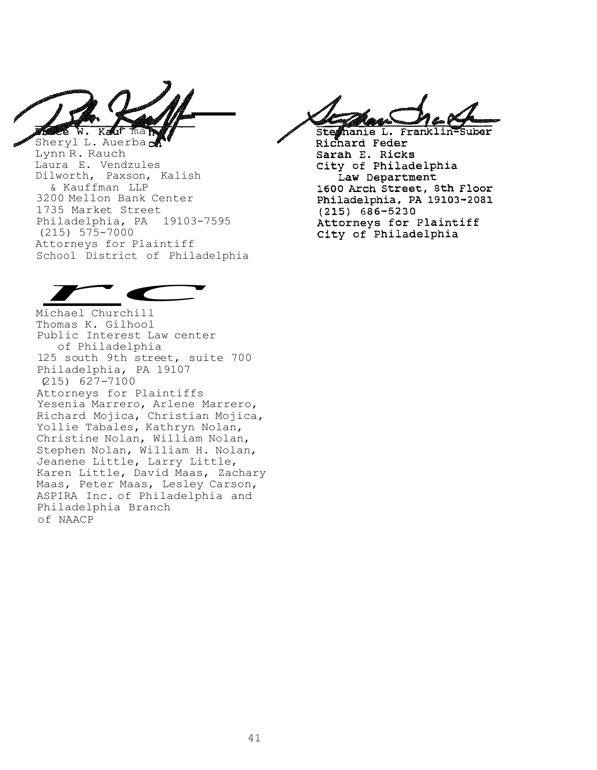Bruce W. Kauffman
Sheryl L. Auerbach
Lynn R. Rauch
Laura E. Vendzules
Dilworth, Paxson, Kalish
& Kauffman LLP
3200 Mellon Bank Center
1735 Market Street
Philadelphia, PA 19103-7595
(215) 575-7000
Attorneys for Plaintiff
School District of Philadelphia

Stephanie L. Franklin-Suber
Richard Feder
Sarah E. Ricks
City of Philadelphia
Law Department
1600 Arch Street, 8th Floor
Philadelphia, PA 19103-2081
(215) 686-5230
Attorneys for Plaintiff
City of Philadelphia

Michael Churchill
Thomas K. Gilhool
Public Interest Law center
of Philadelphia
125 south 9th street, suite 700
Philadelphia, PA 19107
(215) 627-7100
Attorneys for Plaintiffs
Yesenia Marrero, Arlene Marrero,
Richard Mojica, Christian Mojica,
Yollie Tabales, Kathryn Nolan,
Christine Nolan, William Nolan,
Stephen Nolan, William H. Nolan,
Jeanene Little, Larry Little,
Karen Little, David Maas, Zachary
Maas, Peter Maas, Lesley Carson,
ASPIRA Inc. of Philadelphia and
Philadelphia Branch
of NAACP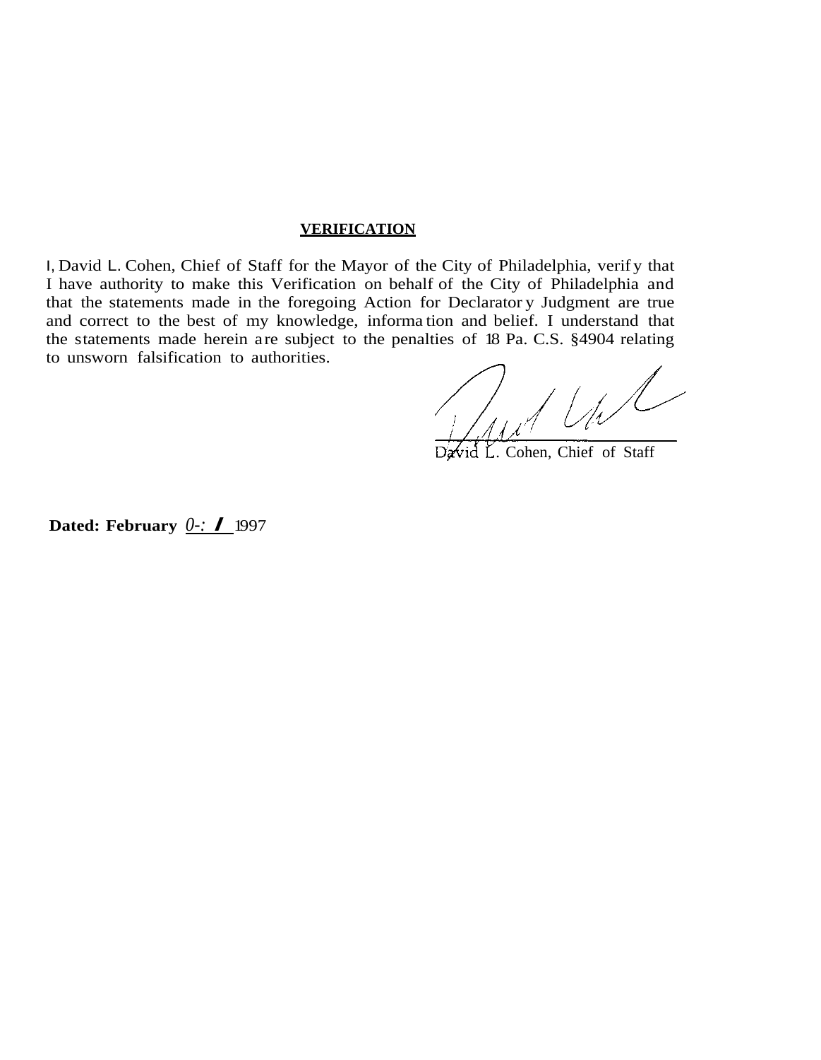**VERIFICATION**

I, David L. Cohen, Chief of Staff for the Mayor of the City of Philadelphia, verify that I have authority to make this Verification on behalf of the City of Philadelphia and that the statements made in the foregoing Action for Declaratory Judgment are true and correct to the best of my knowledge, information and belief. I understand that the statements made herein are subject to the penalties of 18 Pa. C.S. §4904 relating to unsworn falsification to authorities.

David L. Cohen, Chief of Staff

**Dated: February** 0-: / 1997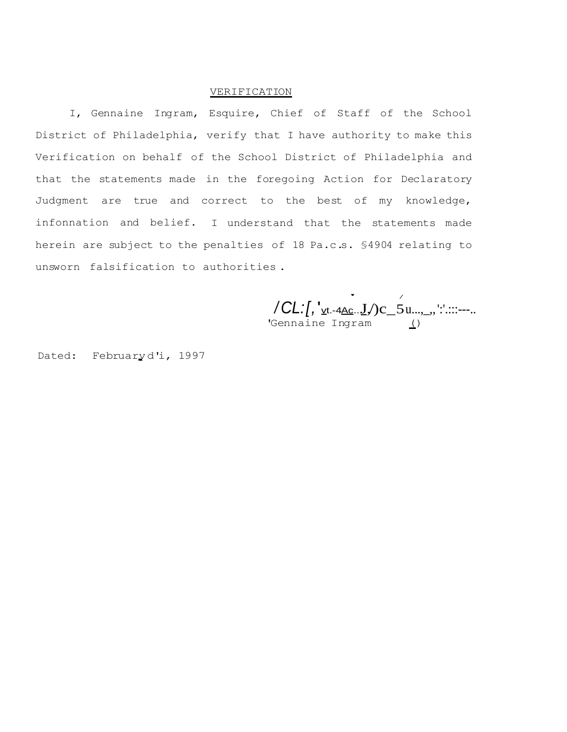## VERIFICATION

I, Gennaine Ingram, Esquire, Chief of Staff of the School District of Philadelphia, verify that I have authority to make this Verification on behalf of the School District of Philadelphia and that the statements made in the foregoing Action for Declaratory Judgment are true and correct to the best of my knowledge, infonnation and belief. I understand that the statements made herein are subject to the penalties of 18 Pa.c.s. §4904 relating to unsworn falsification to authorities.

Gennaine Ingram

Dated: February d'i, 1997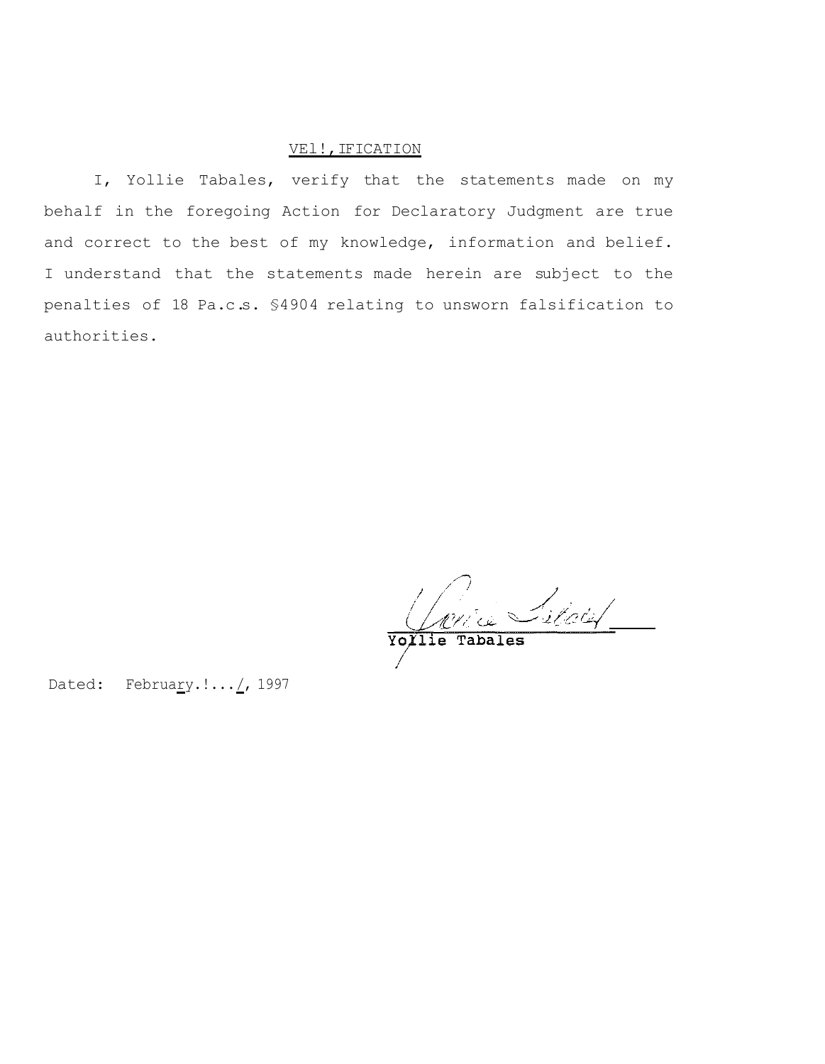## VERIFICATION

I, Yollie Tabales, verify that the statements made on my behalf in the foregoing Action for Declaratory Judgment are true and correct to the best of my knowledge, information and belief. I understand that the statements made herein are subject to the penalties of 18 Pa.C.S. §4904 relating to unsworn falsification to authorities.

Yollie Tabales

Dated: February ___, 1997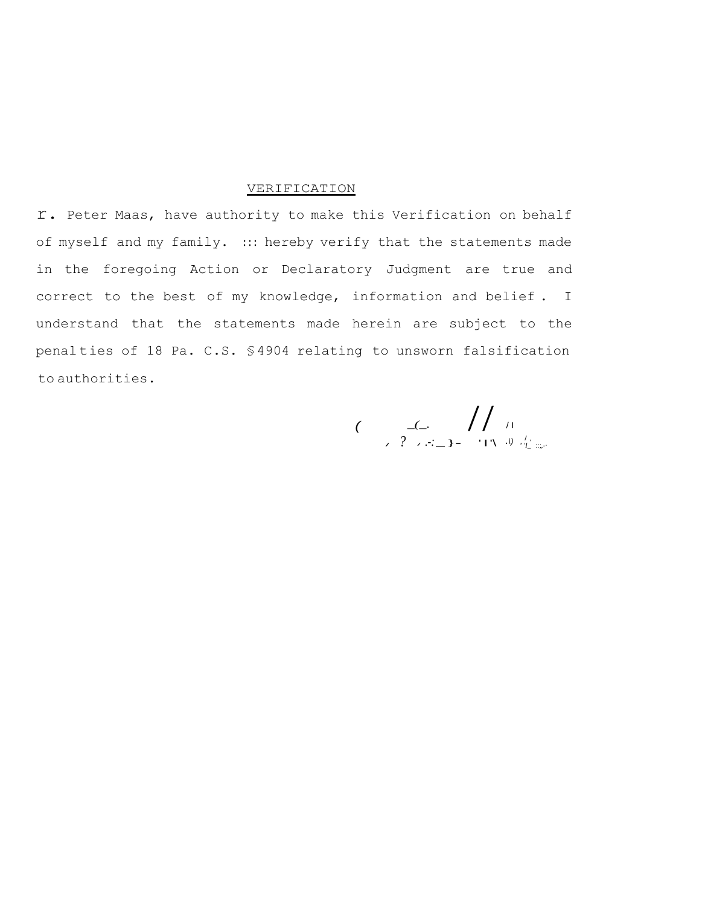## VERIFICATION

r. Peter Maas, have authority to make this Verification on behalf of myself and my family. ::: hereby verify that the statements made in the foregoing Action or Declaratory Judgment are true and correct to the best of my knowledge, information and belief. I understand that the statements made herein are subject to the penalties of 18 Pa. C.S. §4904 relating to unsworn falsification to authorities.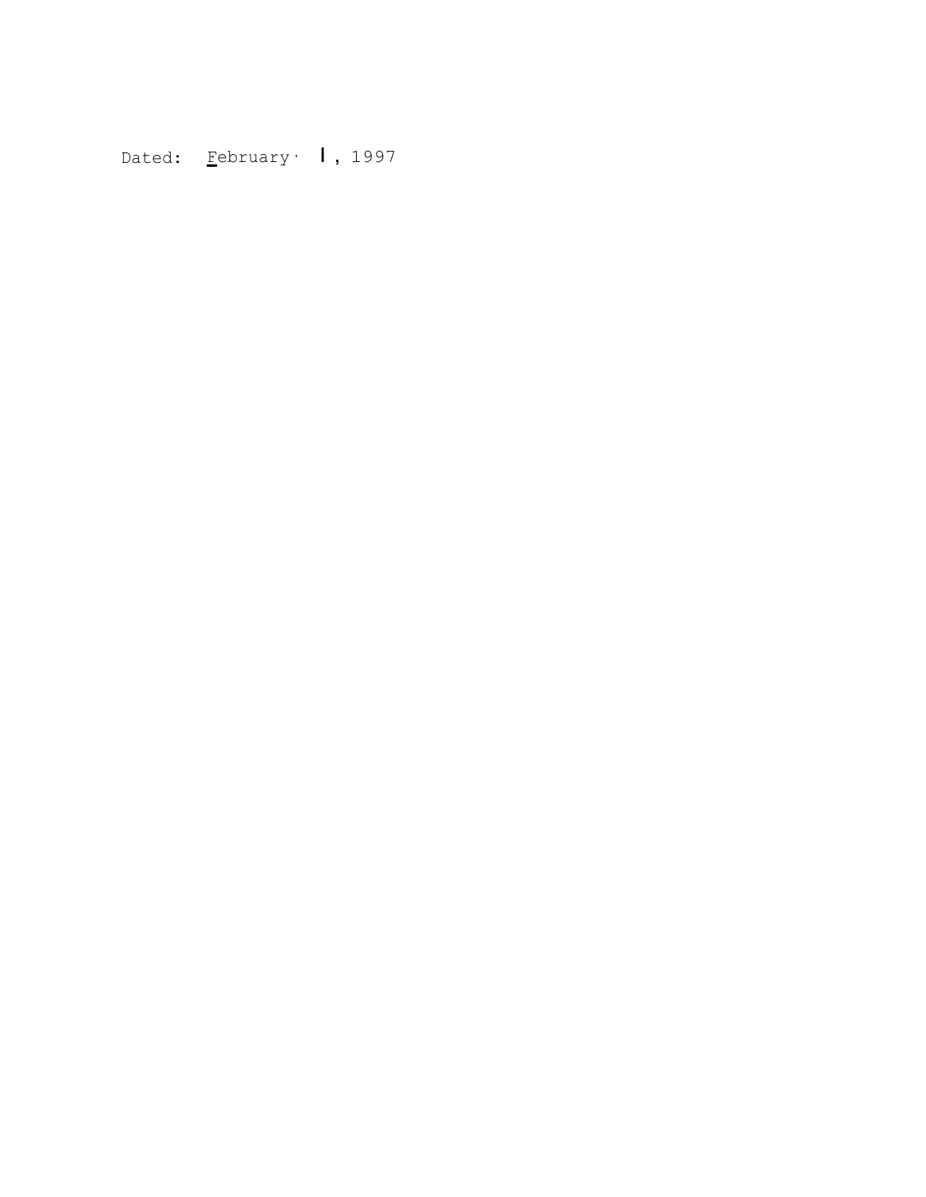Dated: February · I, 1997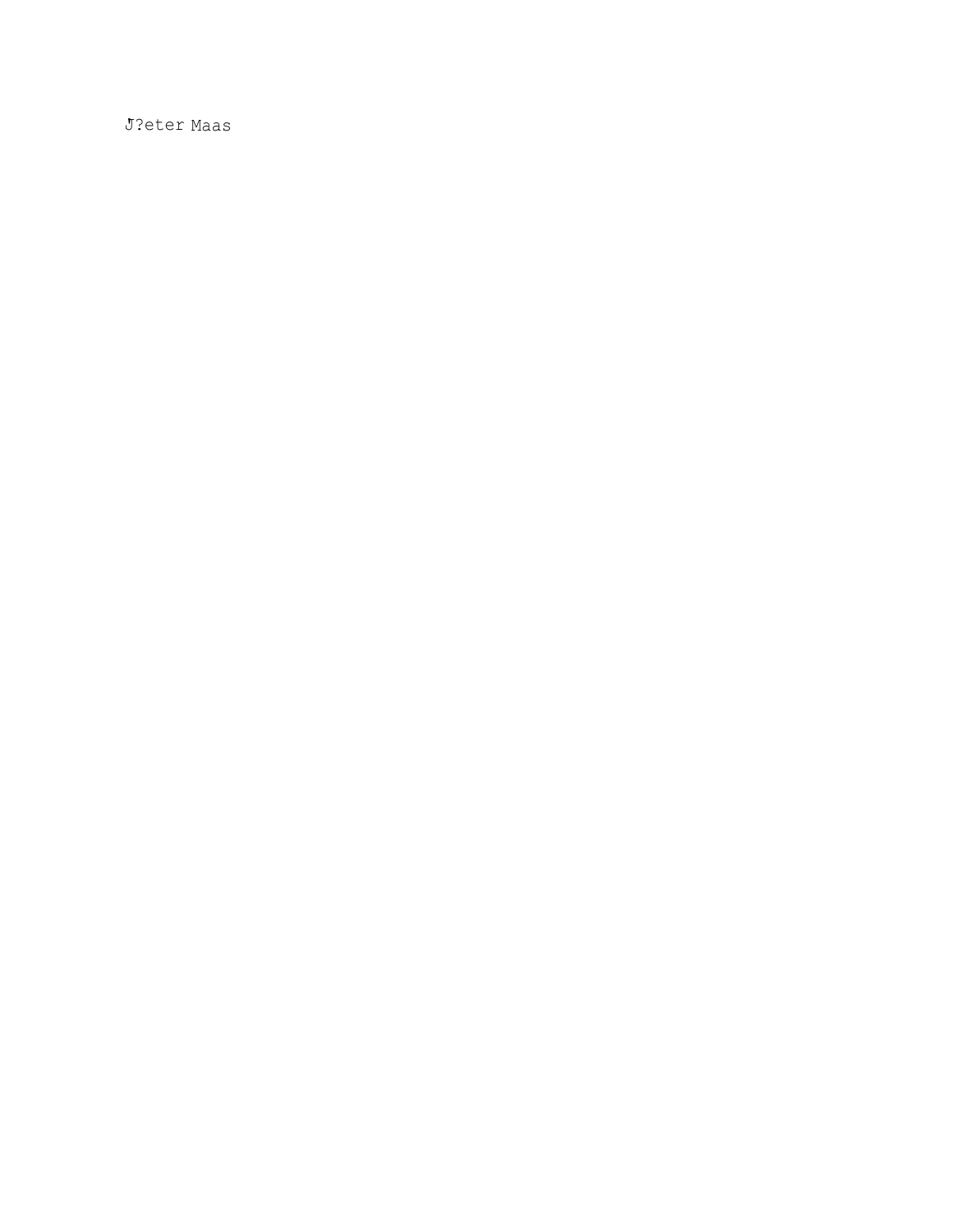J?eter Maas